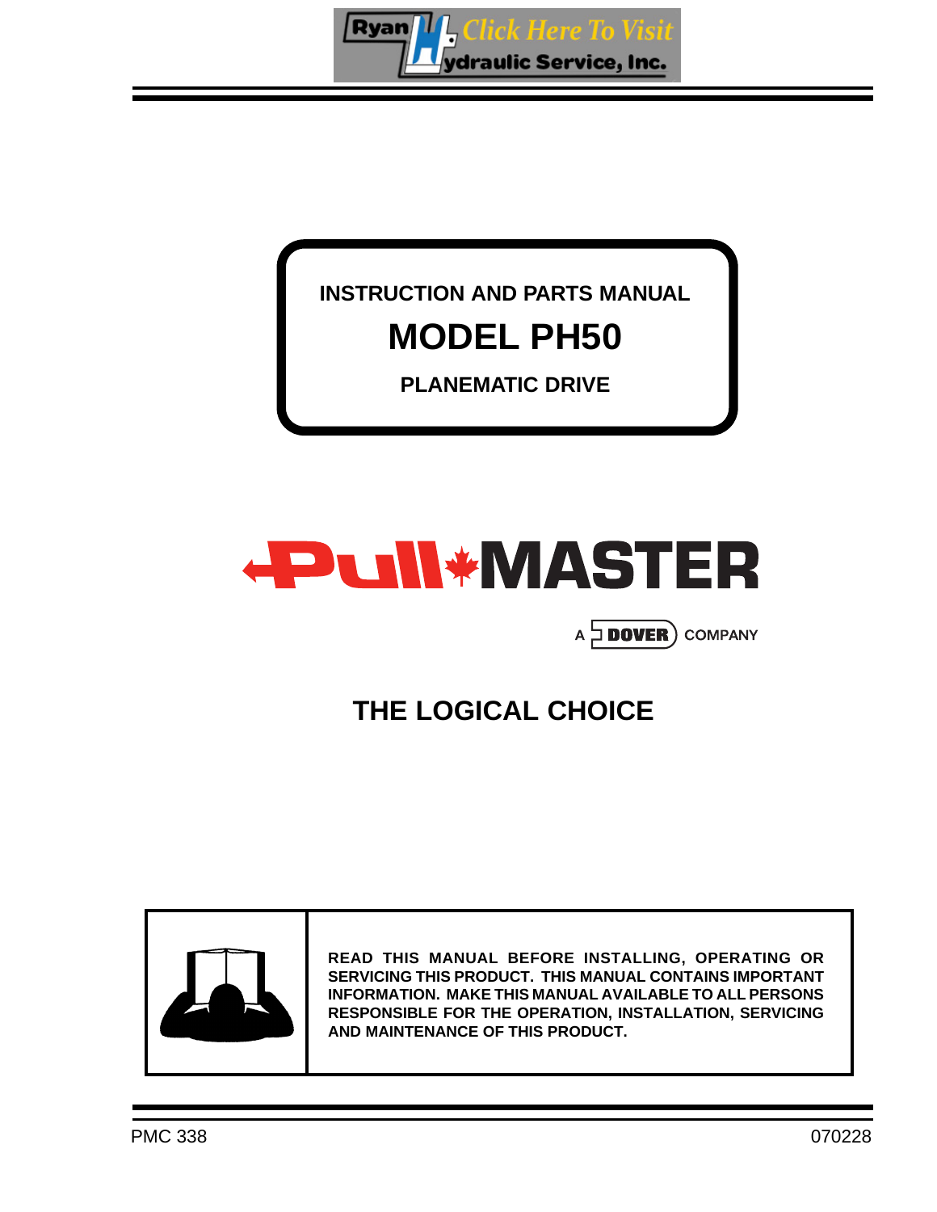Ryan Hydraulic Service, Inc. Click Here To Visit

# INSTRUCTION AND PARTS MANUAL

# MODEL PH50

## PLANEMATIC DRIVE

PullMASTER

A DOVER COMPANY

## THE LOGICAL CHOICE

**READ THIS MANUAL BEFORE INSTALLING, OPERATING OR SERVICING THIS PRODUCT. THIS MANUAL CONTAINS IMPORTANT INFORMATION. MAKE THIS MANUAL AVAILABLE TO ALL PERSONS RESPONSIBLE FOR THE OPERATION, INSTALLATION, SERVICING AND MAINTENANCE OF THIS PRODUCT.**

PMC 338 070228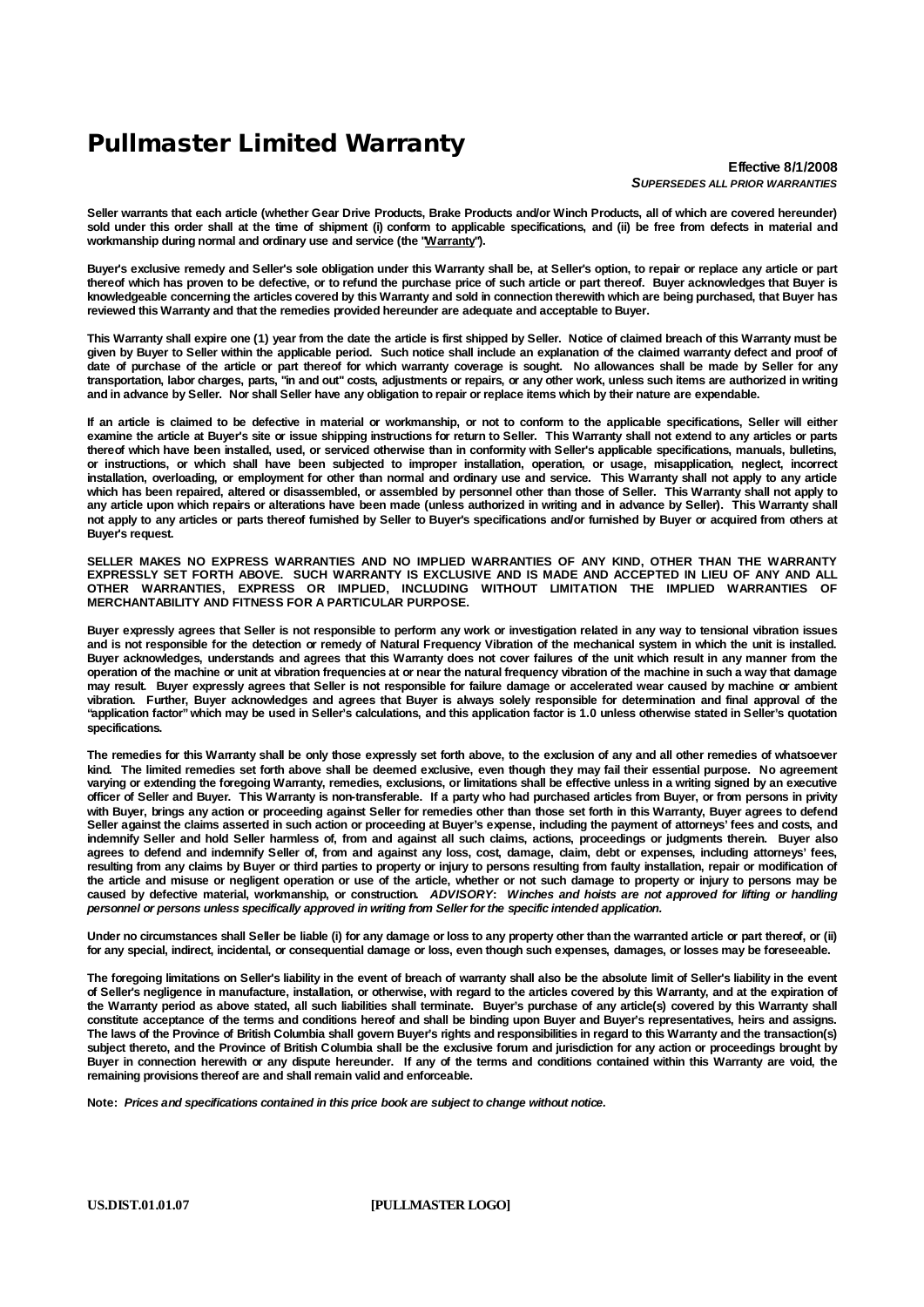# Pullmaster Limited Warranty

**Effective 8/1/2008**
***SUPERSEDES ALL PRIOR WARRANTIES***

**Seller warrants that each article (whether Gear Drive Products, Brake Products and/or Winch Products, all of which are covered hereunder) sold under this order shall at the time of shipment (i) conform to applicable specifications, and (ii) be free from defects in material and workmanship during normal and ordinary use and service (the "Warranty").**

**Buyer's exclusive remedy and Seller's sole obligation under this Warranty shall be, at Seller's option, to repair or replace any article or part thereof which has proven to be defective, or to refund the purchase price of such article or part thereof. Buyer acknowledges that Buyer is knowledgeable concerning the articles covered by this Warranty and sold in connection therewith which are being purchased, that Buyer has reviewed this Warranty and that the remedies provided hereunder are adequate and acceptable to Buyer.**

**This Warranty shall expire one (1) year from the date the article is first shipped by Seller. Notice of claimed breach of this Warranty must be given by Buyer to Seller within the applicable period. Such notice shall include an explanation of the claimed warranty defect and proof of date of purchase of the article or part thereof for which warranty coverage is sought. No allowances shall be made by Seller for any transportation, labor charges, parts, "in and out" costs, adjustments or repairs, or any other work, unless such items are authorized in writing and in advance by Seller. Nor shall Seller have any obligation to repair or replace items which by their nature are expendable.**

**If an article is claimed to be defective in material or workmanship, or not to conform to the applicable specifications, Seller will either examine the article at Buyer's site or issue shipping instructions for return to Seller. This Warranty shall not extend to any articles or parts thereof which have been installed, used, or serviced otherwise than in conformity with Seller's applicable specifications, manuals, bulletins, or instructions, or which shall have been subjected to improper installation, operation, or usage, misapplication, neglect, incorrect installation, overloading, or employment for other than normal and ordinary use and service. This Warranty shall not apply to any article which has been repaired, altered or disassembled, or assembled by personnel other than those of Seller. This Warranty shall not apply to any article upon which repairs or alterations have been made (unless authorized in writing and in advance by Seller). This Warranty shall not apply to any articles or parts thereof furnished by Seller to Buyer's specifications and/or furnished by Buyer or acquired from others at Buyer's request.**

**SELLER MAKES NO EXPRESS WARRANTIES AND NO IMPLIED WARRANTIES OF ANY KIND, OTHER THAN THE WARRANTY EXPRESSLY SET FORTH ABOVE. SUCH WARRANTY IS EXCLUSIVE AND IS MADE AND ACCEPTED IN LIEU OF ANY AND ALL OTHER WARRANTIES, EXPRESS OR IMPLIED, INCLUDING WITHOUT LIMITATION THE IMPLIED WARRANTIES OF MERCHANTABILITY AND FITNESS FOR A PARTICULAR PURPOSE.**

**Buyer expressly agrees that Seller is not responsible to perform any work or investigation related in any way to tensional vibration issues and is not responsible for the detection or remedy of Natural Frequency Vibration of the mechanical system in which the unit is installed. Buyer acknowledges, understands and agrees that this Warranty does not cover failures of the unit which result in any manner from the operation of the machine or unit at vibration frequencies at or near the natural frequency vibration of the machine in such a way that damage may result. Buyer expressly agrees that Seller is not responsible for failure damage or accelerated wear caused by machine or ambient vibration. Further, Buyer acknowledges and agrees that Buyer is always solely responsible for determination and final approval of the "application factor" which may be used in Seller's calculations, and this application factor is 1.0 unless otherwise stated in Seller's quotation specifications.**

**The remedies for this Warranty shall be only those expressly set forth above, to the exclusion of any and all other remedies of whatsoever kind. The limited remedies set forth above shall be deemed exclusive, even though they may fail their essential purpose. No agreement varying or extending the foregoing Warranty, remedies, exclusions, or limitations shall be effective unless in a writing signed by an executive officer of Seller and Buyer. This Warranty is non-transferable. If a party who had purchased articles from Buyer, or from persons in privity with Buyer, brings any action or proceeding against Seller for remedies other than those set forth in this Warranty, Buyer agrees to defend Seller against the claims asserted in such action or proceeding at Buyer's expense, including the payment of attorneys' fees and costs, and indemnify Seller and hold Seller harmless of, from and against all such claims, actions, proceedings or judgments therein. Buyer also agrees to defend and indemnify Seller of, from and against any loss, cost, damage, claim, debt or expenses, including attorneys' fees, resulting from any claims by Buyer or third parties to property or injury to persons resulting from faulty installation, repair or modification of the article and misuse or negligent operation or use of the article, whether or not such damage to property or injury to persons may be caused by defective material, workmanship, or construction. *ADVISORY: Winches and hoists are not approved for lifting or handling personnel or persons unless specifically approved in writing from Seller for the specific intended application.***

**Under no circumstances shall Seller be liable (i) for any damage or loss to any property other than the warranted article or part thereof, or (ii) for any special, indirect, incidental, or consequential damage or loss, even though such expenses, damages, or losses may be foreseeable.**

**The foregoing limitations on Seller's liability in the event of breach of warranty shall also be the absolute limit of Seller's liability in the event of Seller's negligence in manufacture, installation, or otherwise, with regard to the articles covered by this Warranty, and at the expiration of the Warranty period as above stated, all such liabilities shall terminate. Buyer's purchase of any article(s) covered by this Warranty shall constitute acceptance of the terms and conditions hereof and shall be binding upon Buyer and Buyer's representatives, heirs and assigns. The laws of the Province of British Columbia shall govern Buyer's rights and responsibilities in regard to this Warranty and the transaction(s) subject thereto, and the Province of British Columbia shall be the exclusive forum and jurisdiction for any action or proceedings brought by Buyer in connection herewith or any dispute hereunder. If any of the terms and conditions contained within this Warranty are void, the remaining provisions thereof are and shall remain valid and enforceable.**

**Note:** ***Prices and specifications contained in this price book are subject to change without notice.***

**US.DIST.01.01.07** **[PULLMASTER LOGO]**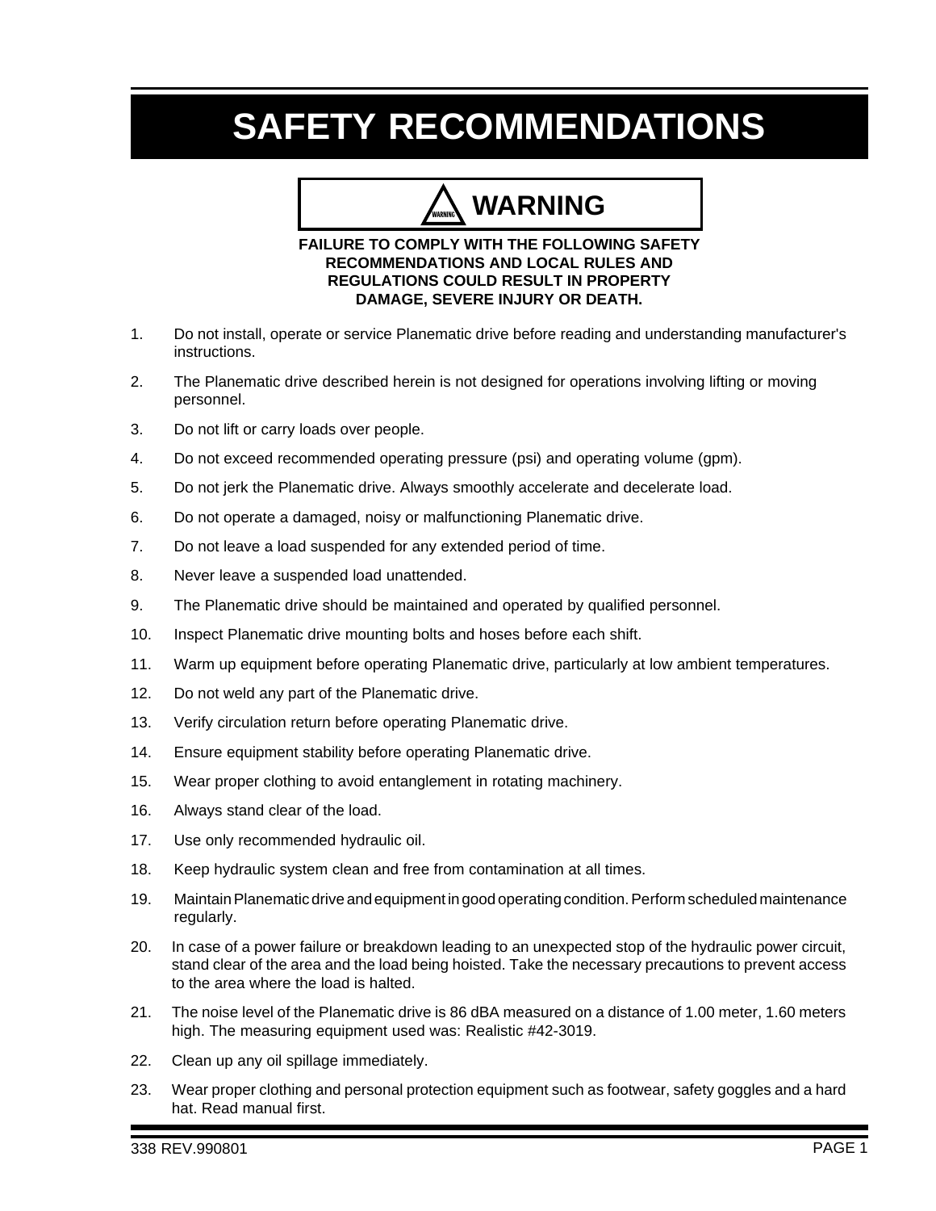# SAFETY RECOMMENDATIONS

**WARNING**

**FAILURE TO COMPLY WITH THE FOLLOWING SAFETY RECOMMENDATIONS AND LOCAL RULES AND REGULATIONS COULD RESULT IN PROPERTY DAMAGE, SEVERE INJURY OR DEATH.**

1. Do not install, operate or service Planematic drive before reading and understanding manufacturer's instructions.
2. The Planematic drive described herein is not designed for operations involving lifting or moving personnel.
3. Do not lift or carry loads over people.
4. Do not exceed recommended operating pressure (psi) and operating volume (gpm).
5. Do not jerk the Planematic drive. Always smoothly accelerate and decelerate load.
6. Do not operate a damaged, noisy or malfunctioning Planematic drive.
7. Do not leave a load suspended for any extended period of time.
8. Never leave a suspended load unattended.
9. The Planematic drive should be maintained and operated by qualified personnel.
10. Inspect Planematic drive mounting bolts and hoses before each shift.
11. Warm up equipment before operating Planematic drive, particularly at low ambient temperatures.
12. Do not weld any part of the Planematic drive.
13. Verify circulation return before operating Planematic drive.
14. Ensure equipment stability before operating Planematic drive.
15. Wear proper clothing to avoid entanglement in rotating machinery.
16. Always stand clear of the load.
17. Use only recommended hydraulic oil.
18. Keep hydraulic system clean and free from contamination at all times.
19. Maintain Planematic drive and equipment in good operating condition. Perform scheduled maintenance regularly.
20. In case of a power failure or breakdown leading to an unexpected stop of the hydraulic power circuit, stand clear of the area and the load being hoisted. Take the necessary precautions to prevent access to the area where the load is halted.
21. The noise level of the Planematic drive is 86 dBA measured on a distance of 1.00 meter, 1.60 meters high. The measuring equipment used was: Realistic #42-3019.
22. Clean up any oil spillage immediately.
23. Wear proper clothing and personal protection equipment such as footwear, safety goggles and a hard hat. Read manual first.

338 REV.990801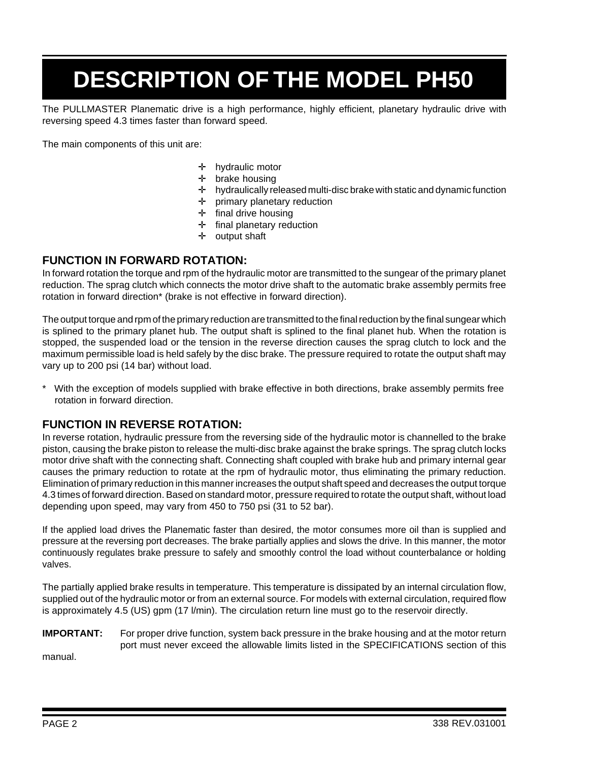# DESCRIPTION OF THE MODEL PH50

The PULLMASTER Planematic drive is a high performance, highly efficient, planetary hydraulic drive with reversing speed 4.3 times faster than forward speed.

The main components of this unit are:

- hydraulic motor
- brake housing
- hydraulically released multi-disc brake with static and dynamic function
- primary planetary reduction
- final drive housing
- final planetary reduction
- output shaft

## FUNCTION IN FORWARD ROTATION:

In forward rotation the torque and rpm of the hydraulic motor are transmitted to the sungear of the primary planet reduction. The sprag clutch which connects the motor drive shaft to the automatic brake assembly permits free rotation in forward direction* (brake is not effective in forward direction).

The output torque and rpm of the primary reduction are transmitted to the final reduction by the final sungear which is splined to the primary planet hub. The output shaft is splined to the final planet hub. When the rotation is stopped, the suspended load or the tension in the reverse direction causes the sprag clutch to lock and the maximum permissible load is held safely by the disc brake. The pressure required to rotate the output shaft may vary up to 200 psi (14 bar) without load.

\* With the exception of models supplied with brake effective in both directions, brake assembly permits free rotation in forward direction.

## FUNCTION IN REVERSE ROTATION:

In reverse rotation, hydraulic pressure from the reversing side of the hydraulic motor is channelled to the brake piston, causing the brake piston to release the multi-disc brake against the brake springs. The sprag clutch locks motor drive shaft with the connecting shaft. Connecting shaft coupled with brake hub and primary internal gear causes the primary reduction to rotate at the rpm of hydraulic motor, thus eliminating the primary reduction. Elimination of primary reduction in this manner increases the output shaft speed and decreases the output torque 4.3 times of forward direction. Based on standard motor, pressure required to rotate the output shaft, without load depending upon speed, may vary from 450 to 750 psi (31 to 52 bar).

If the applied load drives the Planematic faster than desired, the motor consumes more oil than is supplied and pressure at the reversing port decreases. The brake partially applies and slows the drive. In this manner, the motor continuously regulates brake pressure to safely and smoothly control the load without counterbalance or holding valves.

The partially applied brake results in temperature. This temperature is dissipated by an internal circulation flow, supplied out of the hydraulic motor or from an external source. For models with external circulation, required flow is approximately 4.5 (US) gpm (17 l/min). The circulation return line must go to the reservoir directly.

**IMPORTANT:** For proper drive function, system back pressure in the brake housing and at the motor return port must never exceed the allowable limits listed in the SPECIFICATIONS section of this manual.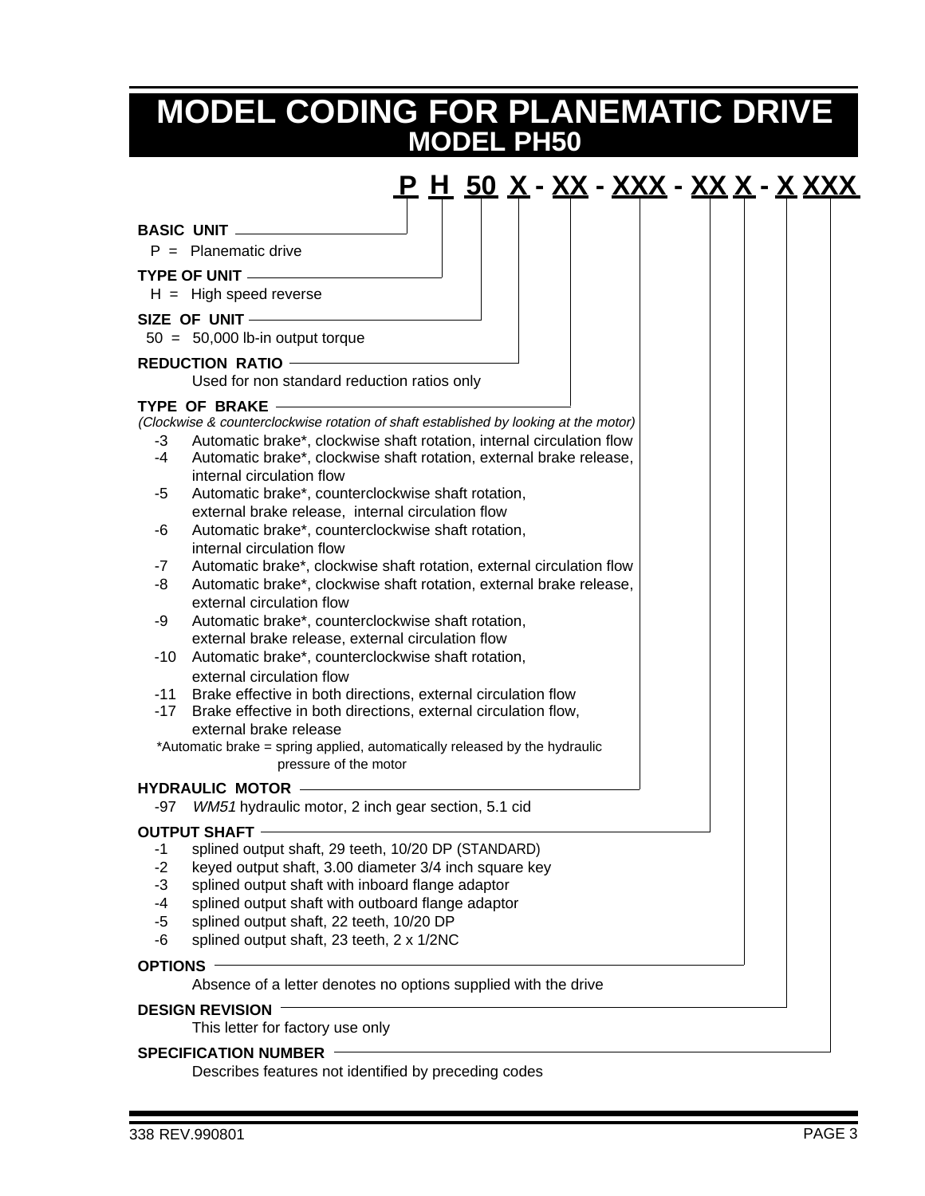# MODEL CODING FOR PLANEMATIC DRIVE
## MODEL PH50

**P H 50 X - XX - XXX - XX X - X XXX**

**BASIC UNIT**
P = Planematic drive

**TYPE OF UNIT**
H = High speed reverse

**SIZE OF UNIT**
50 = 50,000 lb-in output torque

**REDUCTION RATIO**
Used for non standard reduction ratios only

**TYPE OF BRAKE**
*(Clockwise & counterclockwise rotation of shaft established by looking at the motor)*

- -3 Automatic brake*, clockwise shaft rotation, internal circulation flow
- -4 Automatic brake*, clockwise shaft rotation, external brake release, internal circulation flow
- -5 Automatic brake*, counterclockwise shaft rotation, external brake release, internal circulation flow
- -6 Automatic brake*, counterclockwise shaft rotation, internal circulation flow
- -7 Automatic brake*, clockwise shaft rotation, external circulation flow
- -8 Automatic brake*, clockwise shaft rotation, external brake release, external circulation flow
- -9 Automatic brake*, counterclockwise shaft rotation, external brake release, external circulation flow
- -10 Automatic brake*, counterclockwise shaft rotation, external circulation flow
- -11 Brake effective in both directions, external circulation flow
- -17 Brake effective in both directions, external circulation flow, external brake release

*Automatic brake = spring applied, automatically released by the hydraulic pressure of the motor

**HYDRAULIC MOTOR**
- -97 *WM51* hydraulic motor, 2 inch gear section, 5.1 cid

**OUTPUT SHAFT**
- -1 splined output shaft, 29 teeth, 10/20 DP (STANDARD)
- -2 keyed output shaft, 3.00 diameter 3/4 inch square key
- -3 splined output shaft with inboard flange adaptor
- -4 splined output shaft with outboard flange adaptor
- -5 splined output shaft, 22 teeth, 10/20 DP
- -6 splined output shaft, 23 teeth, 2 x 1/2NC

**OPTIONS**
Absence of a letter denotes no options supplied with the drive

**DESIGN REVISION**
This letter for factory use only

**SPECIFICATION NUMBER**
Describes features not identified by preceding codes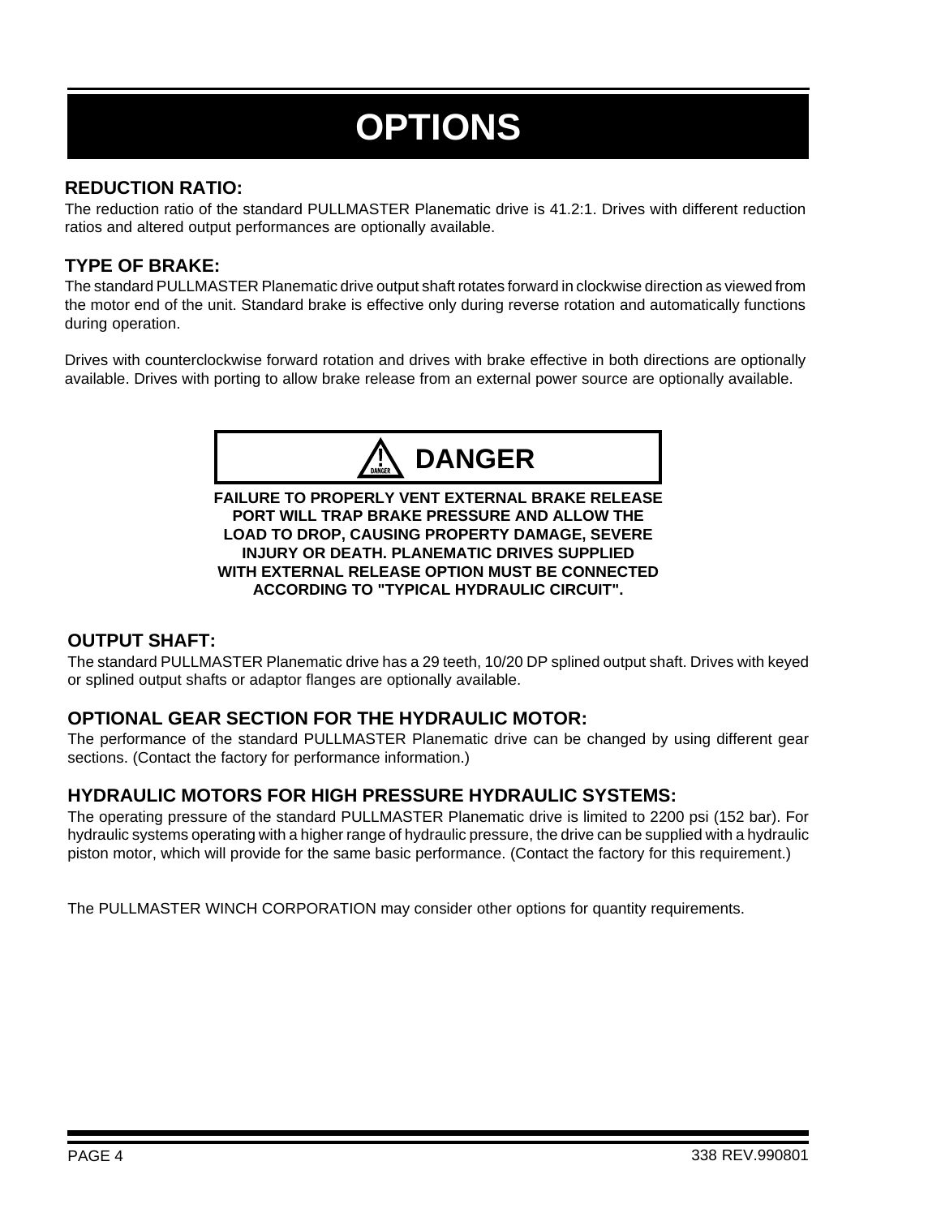# OPTIONS

## REDUCTION RATIO:

The reduction ratio of the standard PULLMASTER Planematic drive is 41.2:1. Drives with different reduction ratios and altered output performances are optionally available.

## TYPE OF BRAKE:

The standard PULLMASTER Planematic drive output shaft rotates forward in clockwise direction as viewed from the motor end of the unit. Standard brake is effective only during reverse rotation and automatically functions during operation.

Drives with counterclockwise forward rotation and drives with brake effective in both directions are optionally available. Drives with porting to allow brake release from an external power source are optionally available.

**DANGER**

**FAILURE TO PROPERLY VENT EXTERNAL BRAKE RELEASE PORT WILL TRAP BRAKE PRESSURE AND ALLOW THE LOAD TO DROP, CAUSING PROPERTY DAMAGE, SEVERE INJURY OR DEATH. PLANEMATIC DRIVES SUPPLIED WITH EXTERNAL RELEASE OPTION MUST BE CONNECTED ACCORDING TO "TYPICAL HYDRAULIC CIRCUIT".**

## OUTPUT SHAFT:

The standard PULLMASTER Planematic drive has a 29 teeth, 10/20 DP splined output shaft. Drives with keyed or splined output shafts or adaptor flanges are optionally available.

## OPTIONAL GEAR SECTION FOR THE HYDRAULIC MOTOR:

The performance of the standard PULLMASTER Planematic drive can be changed by using different gear sections. (Contact the factory for performance information.)

## HYDRAULIC MOTORS FOR HIGH PRESSURE HYDRAULIC SYSTEMS:

The operating pressure of the standard PULLMASTER Planematic drive is limited to 2200 psi (152 bar). For hydraulic systems operating with a higher range of hydraulic pressure, the drive can be supplied with a hydraulic piston motor, which will provide for the same basic performance. (Contact the factory for this requirement.)

The PULLMASTER WINCH CORPORATION may consider other options for quantity requirements.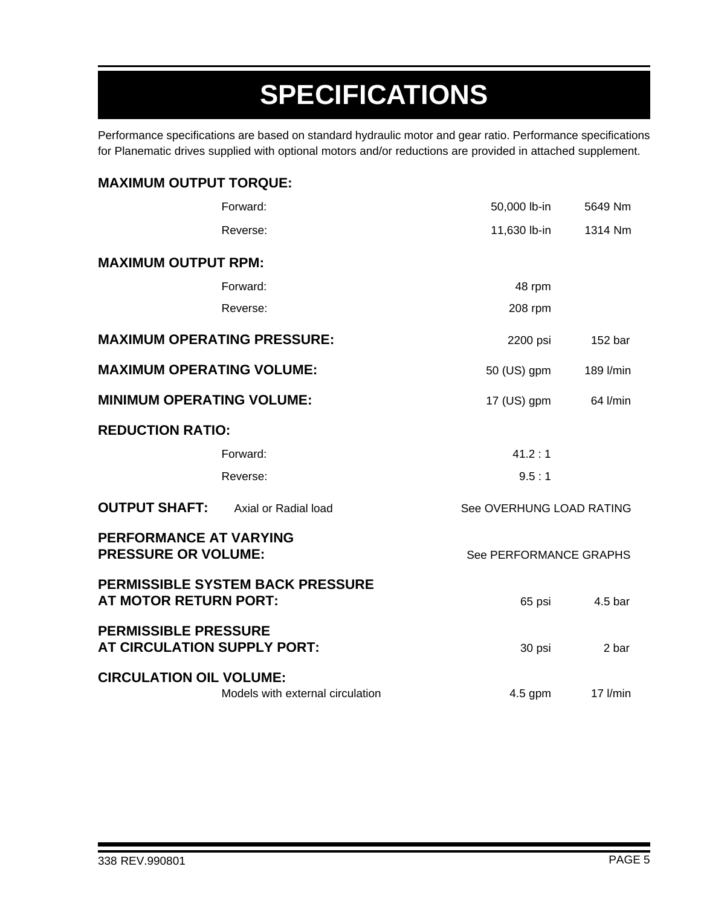# SPECIFICATIONS

Performance specifications are based on standard hydraulic motor and gear ratio. Performance specifications for Planematic drives supplied with optional motors and/or reductions are provided in attached supplement.

**MAXIMUM OUTPUT TORQUE:**

| | | |
|---|---|---|
| Forward: | 50,000 lb-in | 5649 Nm |
| Reverse: | 11,630 lb-in | 1314 Nm |

**MAXIMUM OUTPUT RPM:**

| | |
|---|---|
| Forward: | 48 rpm |
| Reverse: | 208 rpm |

**MAXIMUM OPERATING PRESSURE:** 2200 psi — 152 bar

**MAXIMUM OPERATING VOLUME:** 50 (US) gpm — 189 l/min

**MINIMUM OPERATING VOLUME:** 17 (US) gpm — 64 l/min

**REDUCTION RATIO:**

| | |
|---|---|
| Forward: | 41.2 : 1 |
| Reverse: | 9.5 : 1 |

**OUTPUT SHAFT:** Axial or Radial load — See OVERHUNG LOAD RATING

**PERFORMANCE AT VARYING PRESSURE OR VOLUME:** See PERFORMANCE GRAPHS

**PERMISSIBLE SYSTEM BACK PRESSURE AT MOTOR RETURN PORT:** 65 psi — 4.5 bar

**PERMISSIBLE PRESSURE AT CIRCULATION SUPPLY PORT:** 30 psi — 2 bar

**CIRCULATION OIL VOLUME:**

| | | |
|---|---|---|
| Models with external circulation | 4.5 gpm | 17 l/min |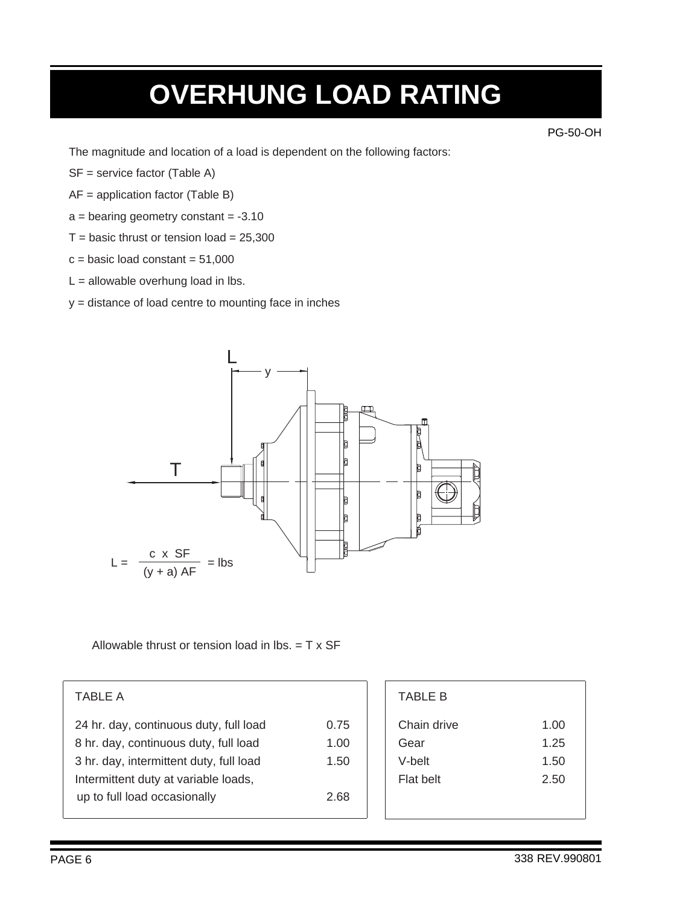# OVERHUNG LOAD RATING

PG-50-OH

The magnitude and location of a load is dependent on the following factors:

SF = service factor (Table A)

AF = application factor (Table B)

a = bearing geometry constant = -3.10

T = basic thrust or tension load = 25,300

c = basic load constant = 51,000

L = allowable overhung load in lbs.

y = distance of load centre to mounting face in inches

$$L = \frac{c \times SF}{(y + a)\, AF} = \text{lbs}$$

Allowable thrust or tension load in lbs. = T x SF

| TABLE A | |
|---|---|
| 24 hr. day, continuous duty, full load | 0.75 |
| 8 hr. day, continuous duty, full load | 1.00 |
| 3 hr. day, intermittent duty, full load | 1.50 |
| Intermittent duty at variable loads, up to full load occasionally | 2.68 |

| TABLE B | |
|---|---|
| Chain drive | 1.00 |
| Gear | 1.25 |
| V-belt | 1.50 |
| Flat belt | 2.50 |

338 REV.990801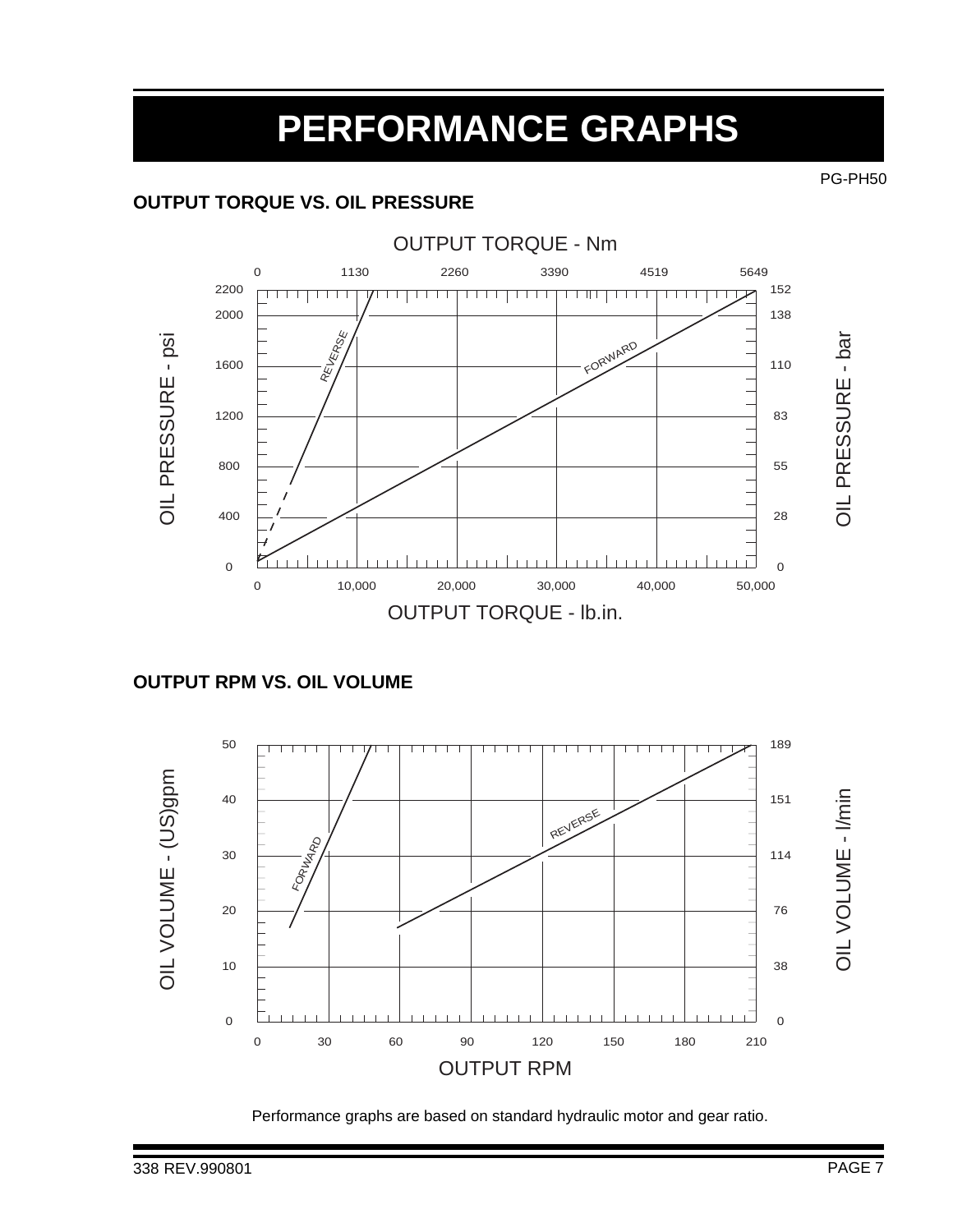# PERFORMANCE GRAPHS

PG-PH50

## OUTPUT TORQUE VS. OIL PRESSURE

OUTPUT TORQUE - Nm

0 1130 2260 3390 4519 5649

OIL PRESSURE - psi: 0, 400, 800, 1200, 1600, 2000, 2200

OIL PRESSURE - bar: 0, 28, 55, 83, 110, 138, 152

REVERSE

FORWARD

0 10,000 20,000 30,000 40,000 50,000

OUTPUT TORQUE - lb.in.

## OUTPUT RPM VS. OIL VOLUME

OIL VOLUME - (US)gpm: 0, 10, 20, 30, 40, 50

OIL VOLUME - l/min: 0, 38, 76, 114, 151, 189

FORWARD

REVERSE

0 30 60 90 120 150 180 210

OUTPUT RPM

Performance graphs are based on standard hydraulic motor and gear ratio.

338 REV.990801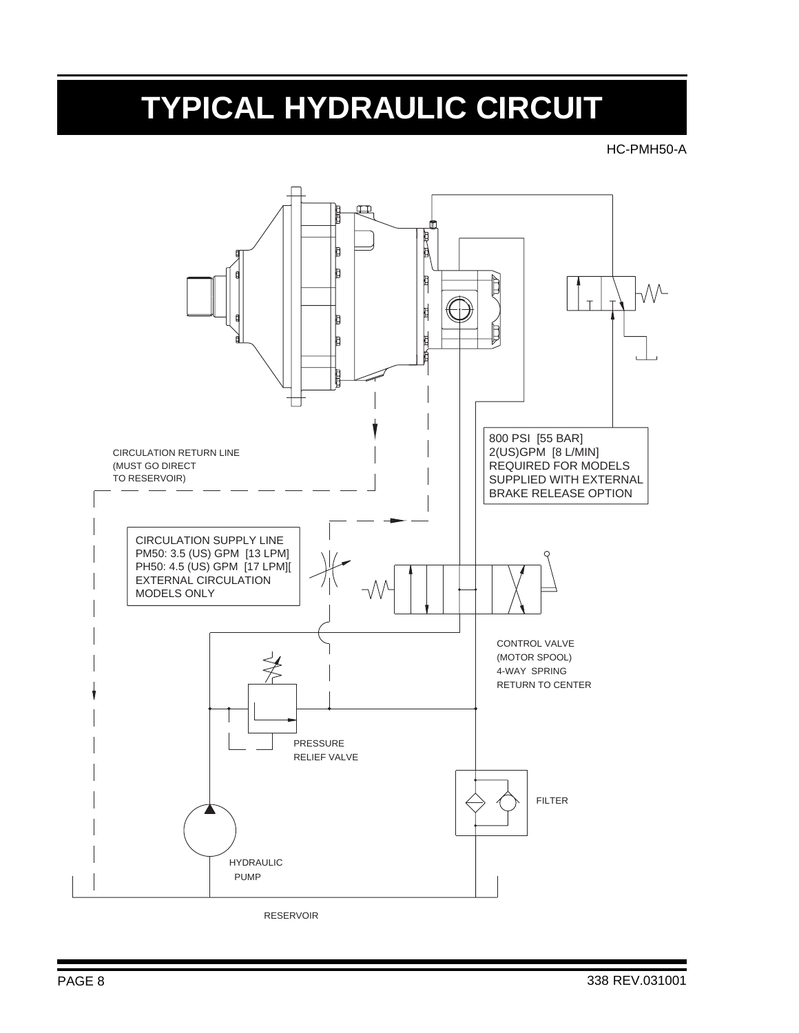# TYPICAL HYDRAULIC CIRCUIT

HC-PMH50-A

800 PSI [55 BAR]
2(US)GPM [8 L/MIN]
REQUIRED FOR MODELS
SUPPLIED WITH EXTERNAL
BRAKE RELEASE OPTION

CIRCULATION RETURN LINE
(MUST GO DIRECT
TO RESERVOIR)

CIRCULATION SUPPLY LINE
PM50: 3.5 (US) GPM [13 LPM]
PH50: 4.5 (US) GPM [17 LPM][
EXTERNAL CIRCULATION
MODELS ONLY

CONTROL VALVE
(MOTOR SPOOL)
4-WAY SPRING
RETURN TO CENTER

PRESSURE
RELIEF VALVE

FILTER

HYDRAULIC
PUMP

RESERVOIR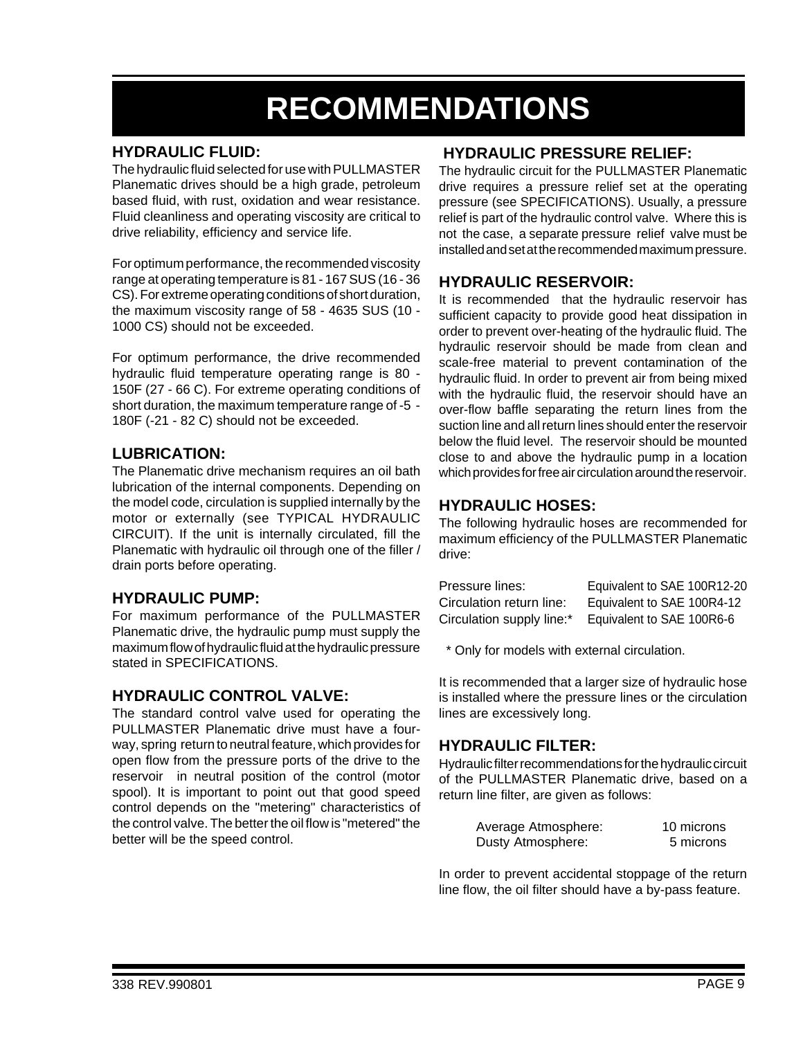# RECOMMENDATIONS

## HYDRAULIC FLUID:

The hydraulic fluid selected for use with PULLMASTER Planematic drives should be a high grade, petroleum based fluid, with rust, oxidation and wear resistance. Fluid cleanliness and operating viscosity are critical to drive reliability, efficiency and service life.

For optimum performance, the recommended viscosity range at operating temperature is 81 - 167 SUS (16 - 36 CS). For extreme operating conditions of short duration, the maximum viscosity range of 58 - 4635 SUS (10 - 1000 CS) should not be exceeded.

For optimum performance, the drive recommended hydraulic fluid temperature operating range is 80 - 150F (27 - 66 C). For extreme operating conditions of short duration, the maximum temperature range of -5 - 180F (-21 - 82 C) should not be exceeded.

## LUBRICATION:

The Planematic drive mechanism requires an oil bath lubrication of the internal components. Depending on the model code, circulation is supplied internally by the motor or externally (see TYPICAL HYDRAULIC CIRCUIT). If the unit is internally circulated, fill the Planematic with hydraulic oil through one of the filler / drain ports before operating.

## HYDRAULIC PUMP:

For maximum performance of the PULLMASTER Planematic drive, the hydraulic pump must supply the maximum flow of hydraulic fluid at the hydraulic pressure stated in SPECIFICATIONS.

## HYDRAULIC CONTROL VALVE:

The standard control valve used for operating the PULLMASTER Planematic drive must have a four-way, spring return to neutral feature, which provides for open flow from the pressure ports of the drive to the reservoir in neutral position of the control (motor spool). It is important to point out that good speed control depends on the "metering" characteristics of the control valve. The better the oil flow is "metered" the better will be the speed control.

## HYDRAULIC PRESSURE RELIEF:

The hydraulic circuit for the PULLMASTER Planematic drive requires a pressure relief set at the operating pressure (see SPECIFICATIONS). Usually, a pressure relief is part of the hydraulic control valve. Where this is not the case, a separate pressure relief valve must be installed and set at the recommended maximum pressure.

## HYDRAULIC RESERVOIR:

It is recommended that the hydraulic reservoir has sufficient capacity to provide good heat dissipation in order to prevent over-heating of the hydraulic fluid. The hydraulic reservoir should be made from clean and scale-free material to prevent contamination of the hydraulic fluid. In order to prevent air from being mixed with the hydraulic fluid, the reservoir should have an over-flow baffle separating the return lines from the suction line and all return lines should enter the reservoir below the fluid level. The reservoir should be mounted close to and above the hydraulic pump in a location which provides for free air circulation around the reservoir.

## HYDRAULIC HOSES:

The following hydraulic hoses are recommended for maximum efficiency of the PULLMASTER Planematic drive:

| | |
|---|---|
| Pressure lines: | Equivalent to SAE 100R12-20 |
| Circulation return line: | Equivalent to SAE 100R4-12 |
| Circulation supply line:* | Equivalent to SAE 100R6-6 |

\* Only for models with external circulation.

It is recommended that a larger size of hydraulic hose is installed where the pressure lines or the circulation lines are excessively long.

## HYDRAULIC FILTER:

Hydraulic filter recommendations for the hydraulic circuit of the PULLMASTER Planematic drive, based on a return line filter, are given as follows:

| | |
|---|---|
| Average Atmosphere: | 10 microns |
| Dusty Atmosphere: | 5 microns |

In order to prevent accidental stoppage of the return line flow, the oil filter should have a by-pass feature.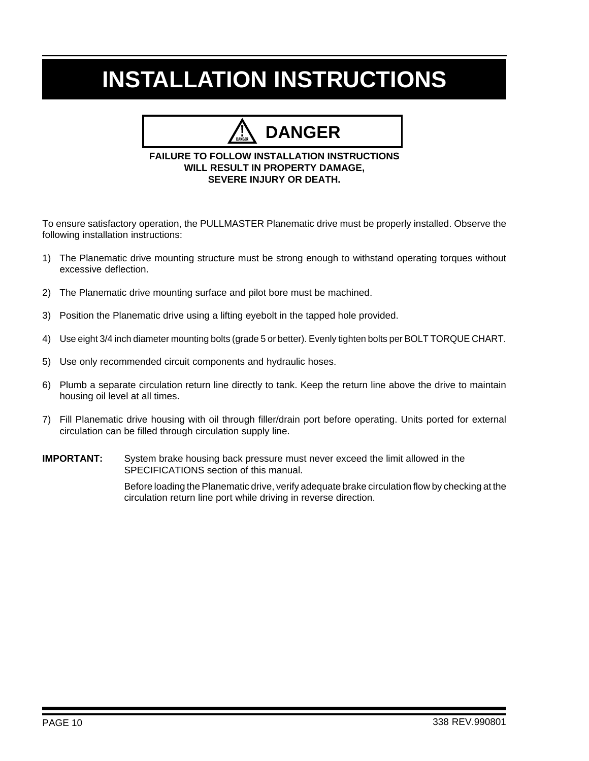# INSTALLATION INSTRUCTIONS

**DANGER**

**FAILURE TO FOLLOW INSTALLATION INSTRUCTIONS WILL RESULT IN PROPERTY DAMAGE, SEVERE INJURY OR DEATH.**

To ensure satisfactory operation, the PULLMASTER Planematic drive must be properly installed. Observe the following installation instructions:

1) The Planematic drive mounting structure must be strong enough to withstand operating torques without excessive deflection.

2) The Planematic drive mounting surface and pilot bore must be machined.

3) Position the Planematic drive using a lifting eyebolt in the tapped hole provided.

4) Use eight 3/4 inch diameter mounting bolts (grade 5 or better). Evenly tighten bolts per BOLT TORQUE CHART.

5) Use only recommended circuit components and hydraulic hoses.

6) Plumb a separate circulation return line directly to tank. Keep the return line above the drive to maintain housing oil level at all times.

7) Fill Planematic drive housing with oil through filler/drain port before operating. Units ported for external circulation can be filled through circulation supply line.

**IMPORTANT:** System brake housing back pressure must never exceed the limit allowed in the SPECIFICATIONS section of this manual.

Before loading the Planematic drive, verify adequate brake circulation flow by checking at the circulation return line port while driving in reverse direction.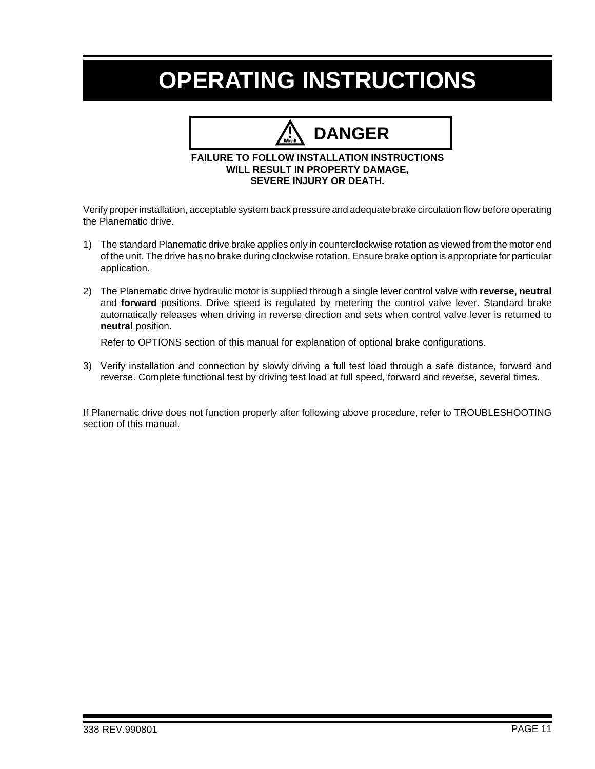# OPERATING INSTRUCTIONS

**DANGER**

**FAILURE TO FOLLOW INSTALLATION INSTRUCTIONS WILL RESULT IN PROPERTY DAMAGE, SEVERE INJURY OR DEATH.**

Verify proper installation, acceptable system back pressure and adequate brake circulation flow before operating the Planematic drive.

1) The standard Planematic drive brake applies only in counterclockwise rotation as viewed from the motor end of the unit. The drive has no brake during clockwise rotation. Ensure brake option is appropriate for particular application.

2) The Planematic drive hydraulic motor is supplied through a single lever control valve with **reverse, neutral** and **forward** positions. Drive speed is regulated by metering the control valve lever. Standard brake automatically releases when driving in reverse direction and sets when control valve lever is returned to **neutral** position.

   Refer to OPTIONS section of this manual for explanation of optional brake configurations.

3) Verify installation and connection by slowly driving a full test load through a safe distance, forward and reverse. Complete functional test by driving test load at full speed, forward and reverse, several times.

If Planematic drive does not function properly after following above procedure, refer to TROUBLESHOOTING section of this manual.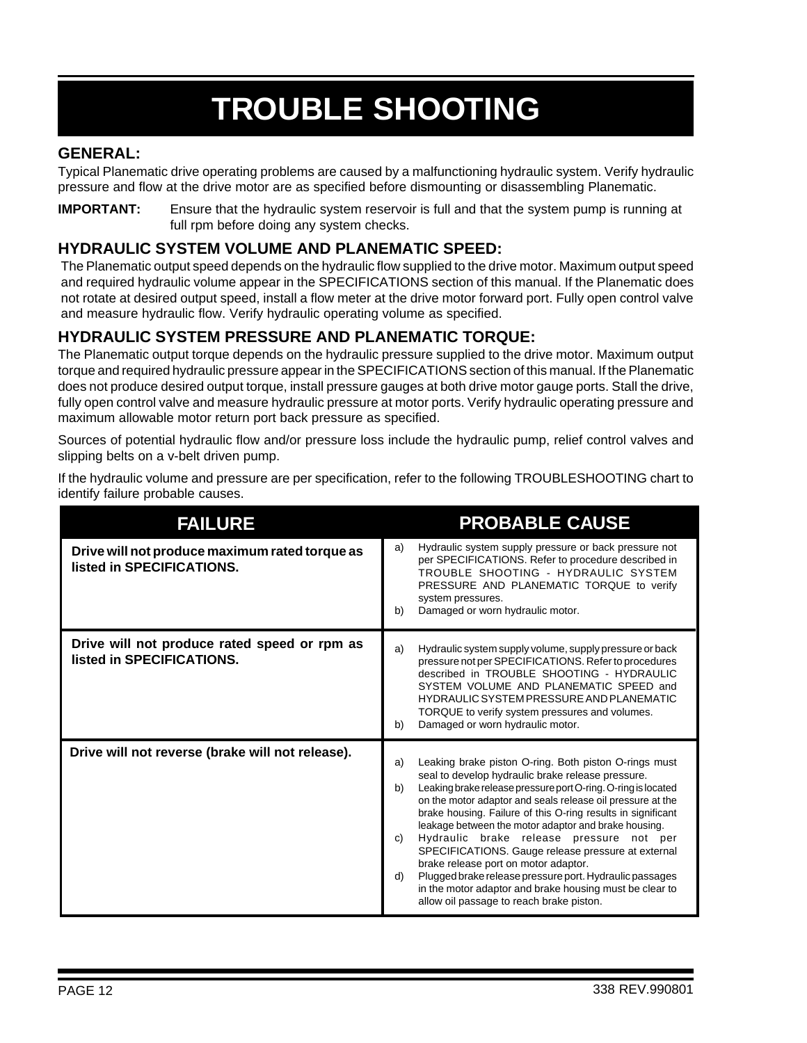# TROUBLE SHOOTING

## GENERAL:

Typical Planematic drive operating problems are caused by a malfunctioning hydraulic system. Verify hydraulic pressure and flow at the drive motor are as specified before dismounting or disassembling Planematic.

**IMPORTANT:** Ensure that the hydraulic system reservoir is full and that the system pump is running at full rpm before doing any system checks.

## HYDRAULIC SYSTEM VOLUME AND PLANEMATIC SPEED:

The Planematic output speed depends on the hydraulic flow supplied to the drive motor. Maximum output speed and required hydraulic volume appear in the SPECIFICATIONS section of this manual. If the Planematic does not rotate at desired output speed, install a flow meter at the drive motor forward port. Fully open control valve and measure hydraulic flow. Verify hydraulic operating volume as specified.

## HYDRAULIC SYSTEM PRESSURE AND PLANEMATIC TORQUE:

The Planematic output torque depends on the hydraulic pressure supplied to the drive motor. Maximum output torque and required hydraulic pressure appear in the SPECIFICATIONS section of this manual. If the Planematic does not produce desired output torque, install pressure gauges at both drive motor gauge ports. Stall the drive, fully open control valve and measure hydraulic pressure at motor ports. Verify hydraulic operating pressure and maximum allowable motor return port back pressure as specified.

Sources of potential hydraulic flow and/or pressure loss include the hydraulic pump, relief control valves and slipping belts on a v-belt driven pump.

If the hydraulic volume and pressure are per specification, refer to the following TROUBLESHOOTING chart to identify failure probable causes.

| FAILURE | PROBABLE CAUSE |
|---|---|
| **Drive will not produce maximum rated torque as listed in SPECIFICATIONS.** | a) Hydraulic system supply pressure or back pressure not per SPECIFICATIONS. Refer to procedure described in TROUBLE SHOOTING - HYDRAULIC SYSTEM PRESSURE AND PLANEMATIC TORQUE to verify system pressures.<br>b) Damaged or worn hydraulic motor. |
| **Drive will not produce rated speed or rpm as listed in SPECIFICATIONS.** | a) Hydraulic system supply volume, supply pressure or back pressure not per SPECIFICATIONS. Refer to procedures described in TROUBLE SHOOTING - HYDRAULIC SYSTEM VOLUME AND PLANEMATIC SPEED and HYDRAULIC SYSTEM PRESSURE AND PLANEMATIC TORQUE to verify system pressures and volumes.<br>b) Damaged or worn hydraulic motor. |
| **Drive will not reverse (brake will not release).** | a) Leaking brake piston O-ring. Both piston O-rings must seal to develop hydraulic brake release pressure.<br>b) Leaking brake release pressure port O-ring. O-ring is located on the motor adaptor and seals release oil pressure at the brake housing. Failure of this O-ring results in significant leakage between the motor adaptor and brake housing.<br>c) Hydraulic brake release pressure not per SPECIFICATIONS. Gauge release pressure at external brake release port on motor adaptor.<br>d) Plugged brake release pressure port. Hydraulic passages in the motor adaptor and brake housing must be clear to allow oil passage to reach brake piston. |

338 REV.990801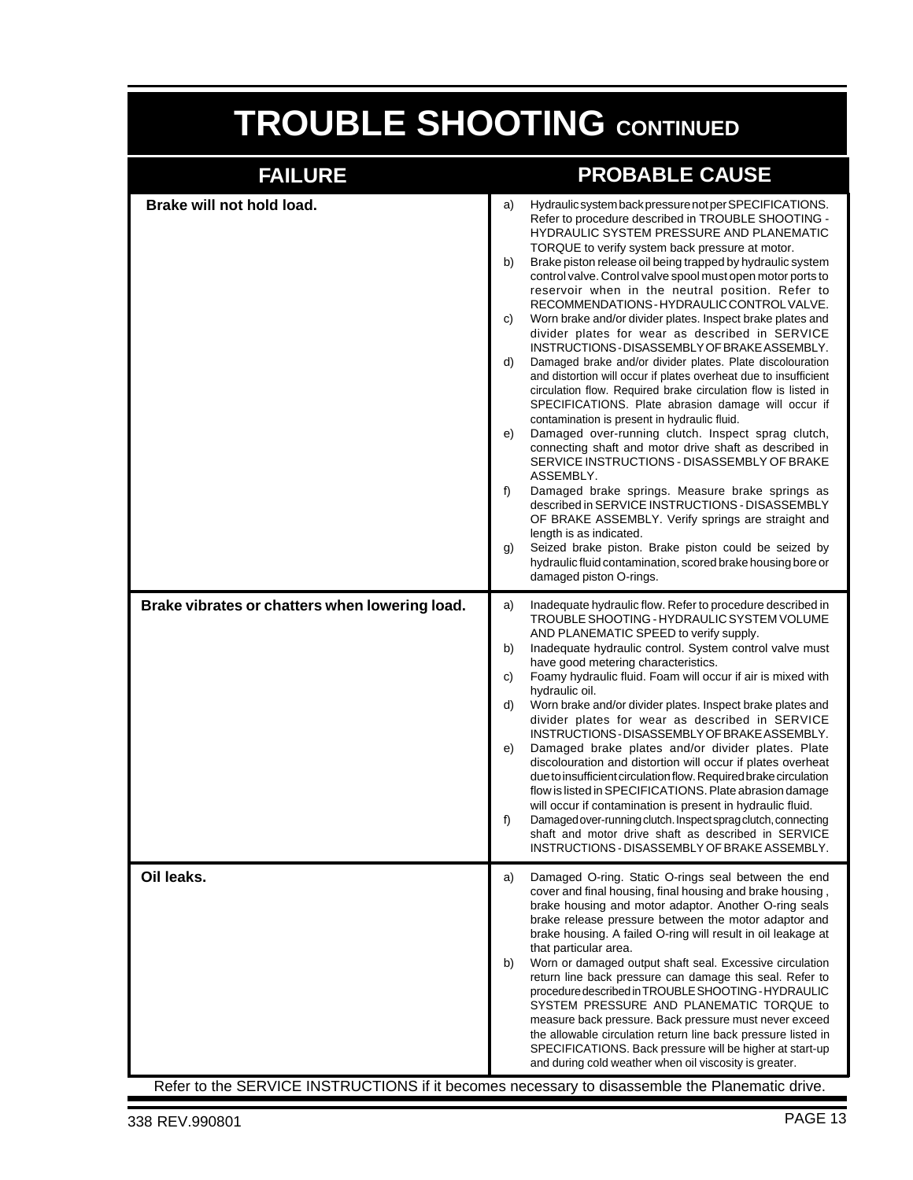# TROUBLE SHOOTING CONTINUED

| FAILURE | PROBABLE CAUSE |
| --- | --- |
| **Brake will not hold load.** | a) Hydraulic system back pressure not per SPECIFICATIONS. Refer to procedure described in TROUBLE SHOOTING - HYDRAULIC SYSTEM PRESSURE AND PLANEMATIC TORQUE to verify system back pressure at motor.<br>b) Brake piston release oil being trapped by hydraulic system control valve. Control valve spool must open motor ports to reservoir when in the neutral position. Refer to RECOMMENDATIONS - HYDRAULIC CONTROL VALVE.<br>c) Worn brake and/or divider plates. Inspect brake plates and divider plates for wear as described in SERVICE INSTRUCTIONS - DISASSEMBLY OF BRAKE ASSEMBLY.<br>d) Damaged brake and/or divider plates. Plate discolouration and distortion will occur if plates overheat due to insufficient circulation flow. Required brake circulation flow is listed in SPECIFICATIONS. Plate abrasion damage will occur if contamination is present in hydraulic fluid.<br>e) Damaged over-running clutch. Inspect sprag clutch, connecting shaft and motor drive shaft as described in SERVICE INSTRUCTIONS - DISASSEMBLY OF BRAKE ASSEMBLY.<br>f) Damaged brake springs. Measure brake springs as described in SERVICE INSTRUCTIONS - DISASSEMBLY OF BRAKE ASSEMBLY. Verify springs are straight and length is as indicated.<br>g) Seized brake piston. Brake piston could be seized by hydraulic fluid contamination, scored brake housing bore or damaged piston O-rings. |
| **Brake vibrates or chatters when lowering load.** | a) Inadequate hydraulic flow. Refer to procedure described in TROUBLE SHOOTING - HYDRAULIC SYSTEM VOLUME AND PLANEMATIC SPEED to verify supply.<br>b) Inadequate hydraulic control. System control valve must have good metering characteristics.<br>c) Foamy hydraulic fluid. Foam will occur if air is mixed with hydraulic oil.<br>d) Worn brake and/or divider plates. Inspect brake plates and divider plates for wear as described in SERVICE INSTRUCTIONS - DISASSEMBLY OF BRAKE ASSEMBLY.<br>e) Damaged brake plates and/or divider plates. Plate discolouration and distortion will occur if plates overheat due to insufficient circulation flow. Required brake circulation flow is listed in SPECIFICATIONS. Plate abrasion damage will occur if contamination is present in hydraulic fluid.<br>f) Damaged over-running clutch. Inspect sprag clutch, connecting shaft and motor drive shaft as described in SERVICE INSTRUCTIONS - DISASSEMBLY OF BRAKE ASSEMBLY. |
| **Oil leaks.** | a) Damaged O-ring. Static O-rings seal between the end cover and final housing, final housing and brake housing , brake housing and motor adaptor. Another O-ring seals brake release pressure between the motor adaptor and brake housing. A failed O-ring will result in oil leakage at that particular area.<br>b) Worn or damaged output shaft seal. Excessive circulation return line back pressure can damage this seal. Refer to procedure described in TROUBLE SHOOTING - HYDRAULIC SYSTEM PRESSURE AND PLANEMATIC TORQUE to measure back pressure. Back pressure must never exceed the allowable circulation return line back pressure listed in SPECIFICATIONS. Back pressure will be higher at start-up and during cold weather when oil viscosity is greater. |

Refer to the SERVICE INSTRUCTIONS if it becomes necessary to disassemble the Planematic drive.

338 REV.990801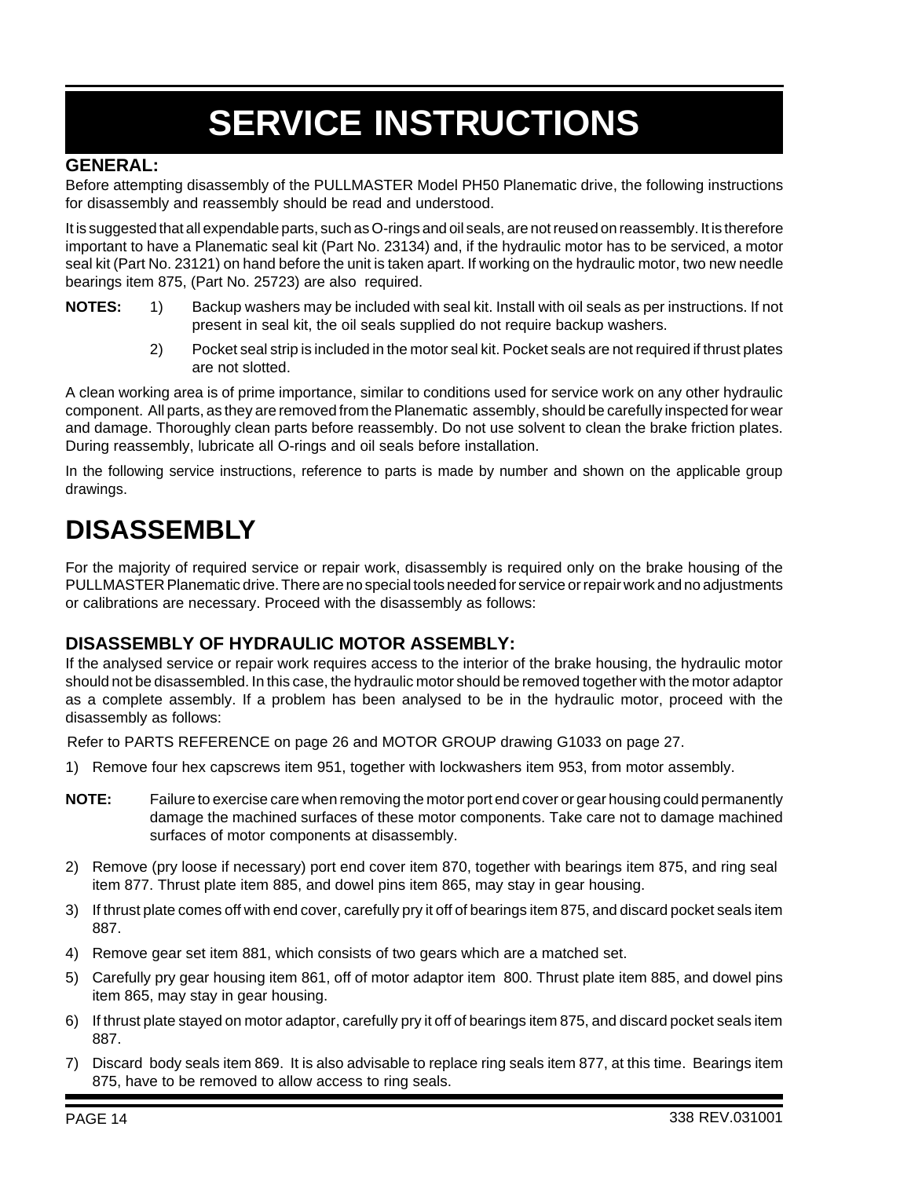# SERVICE INSTRUCTIONS

### GENERAL:

Before attempting disassembly of the PULLMASTER Model PH50 Planematic drive, the following instructions for disassembly and reassembly should be read and understood.

It is suggested that all expendable parts, such as O-rings and oil seals, are not reused on reassembly. It is therefore important to have a Planematic seal kit (Part No. 23134) and, if the hydraulic motor has to be serviced, a motor seal kit (Part No. 23121) on hand before the unit is taken apart. If working on the hydraulic motor, two new needle bearings item 875, (Part No. 25723) are also required.

**NOTES:**

1) Backup washers may be included with seal kit. Install with oil seals as per instructions. If not present in seal kit, the oil seals supplied do not require backup washers.

2) Pocket seal strip is included in the motor seal kit. Pocket seals are not required if thrust plates are not slotted.

A clean working area is of prime importance, similar to conditions used for service work on any other hydraulic component. All parts, as they are removed from the Planematic assembly, should be carefully inspected for wear and damage. Thoroughly clean parts before reassembly. Do not use solvent to clean the brake friction plates. During reassembly, lubricate all O-rings and oil seals before installation.

In the following service instructions, reference to parts is made by number and shown on the applicable group drawings.

## DISASSEMBLY

For the majority of required service or repair work, disassembly is required only on the brake housing of the PULLMASTER Planematic drive. There are no special tools needed for service or repair work and no adjustments or calibrations are necessary. Proceed with the disassembly as follows:

### DISASSEMBLY OF HYDRAULIC MOTOR ASSEMBLY:

If the analysed service or repair work requires access to the interior of the brake housing, the hydraulic motor should not be disassembled. In this case, the hydraulic motor should be removed together with the motor adaptor as a complete assembly. If a problem has been analysed to be in the hydraulic motor, proceed with the disassembly as follows:

Refer to PARTS REFERENCE on page 26 and MOTOR GROUP drawing G1033 on page 27.

1) Remove four hex capscrews item 951, together with lockwashers item 953, from motor assembly.

**NOTE:** Failure to exercise care when removing the motor port end cover or gear housing could permanently damage the machined surfaces of these motor components. Take care not to damage machined surfaces of motor components at disassembly.

2) Remove (pry loose if necessary) port end cover item 870, together with bearings item 875, and ring seal item 877. Thrust plate item 885, and dowel pins item 865, may stay in gear housing.

3) If thrust plate comes off with end cover, carefully pry it off of bearings item 875, and discard pocket seals item 887.

4) Remove gear set item 881, which consists of two gears which are a matched set.

5) Carefully pry gear housing item 861, off of motor adaptor item 800. Thrust plate item 885, and dowel pins item 865, may stay in gear housing.

6) If thrust plate stayed on motor adaptor, carefully pry it off of bearings item 875, and discard pocket seals item 887.

7) Discard body seals item 869. It is also advisable to replace ring seals item 877, at this time. Bearings item 875, have to be removed to allow access to ring seals.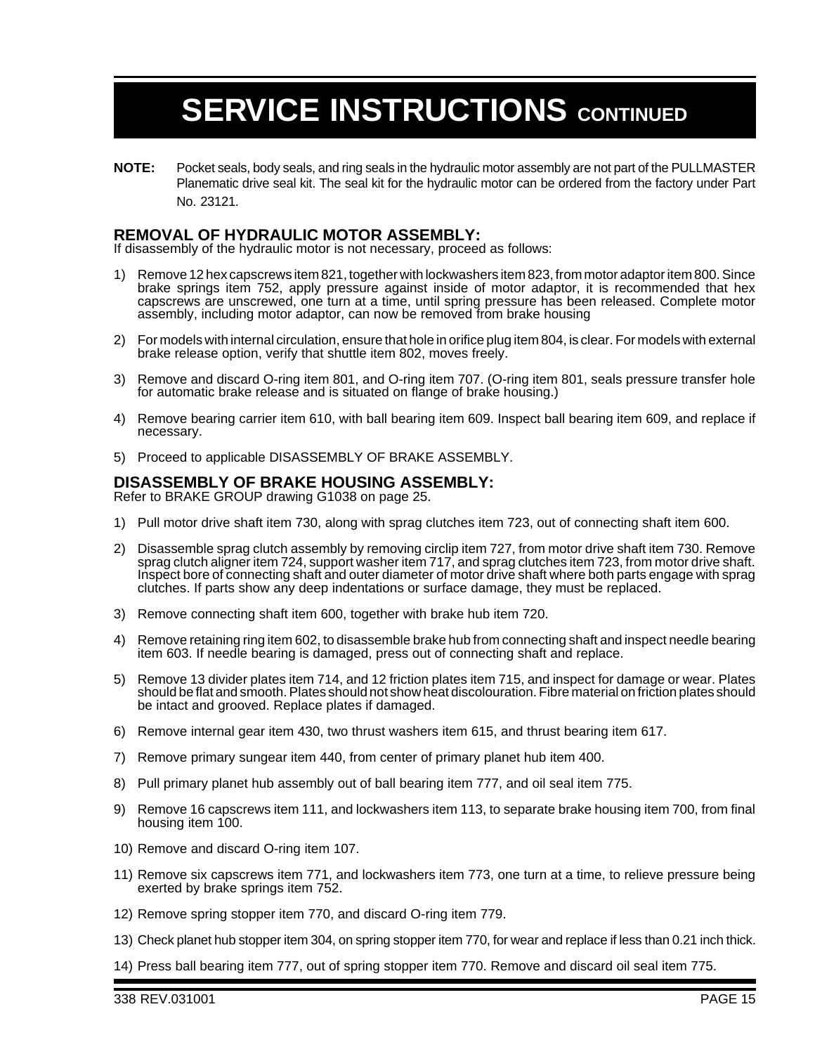# SERVICE INSTRUCTIONS CONTINUED

**NOTE:** Pocket seals, body seals, and ring seals in the hydraulic motor assembly are not part of the PULLMASTER Planematic drive seal kit. The seal kit for the hydraulic motor can be ordered from the factory under Part No. 23121.

## REMOVAL OF HYDRAULIC MOTOR ASSEMBLY:

If disassembly of the hydraulic motor is not necessary, proceed as follows:

1) Remove 12 hex capscrews item 821, together with lockwashers item 823, from motor adaptor item 800. Since brake springs item 752, apply pressure against inside of motor adaptor, it is recommended that hex capscrews are unscrewed, one turn at a time, until spring pressure has been released. Complete motor assembly, including motor adaptor, can now be removed from brake housing

2) For models with internal circulation, ensure that hole in orifice plug item 804, is clear. For models with external brake release option, verify that shuttle item 802, moves freely.

3) Remove and discard O-ring item 801, and O-ring item 707. (O-ring item 801, seals pressure transfer hole for automatic brake release and is situated on flange of brake housing.)

4) Remove bearing carrier item 610, with ball bearing item 609. Inspect ball bearing item 609, and replace if necessary.

5) Proceed to applicable DISASSEMBLY OF BRAKE ASSEMBLY.

## DISASSEMBLY OF BRAKE HOUSING ASSEMBLY:

Refer to BRAKE GROUP drawing G1038 on page 25.

1) Pull motor drive shaft item 730, along with sprag clutches item 723, out of connecting shaft item 600.

2) Disassemble sprag clutch assembly by removing circlip item 727, from motor drive shaft item 730. Remove sprag clutch aligner item 724, support washer item 717, and sprag clutches item 723, from motor drive shaft. Inspect bore of connecting shaft and outer diameter of motor drive shaft where both parts engage with sprag clutches. If parts show any deep indentations or surface damage, they must be replaced.

3) Remove connecting shaft item 600, together with brake hub item 720.

4) Remove retaining ring item 602, to disassemble brake hub from connecting shaft and inspect needle bearing item 603. If needle bearing is damaged, press out of connecting shaft and replace.

5) Remove 13 divider plates item 714, and 12 friction plates item 715, and inspect for damage or wear. Plates should be flat and smooth. Plates should not show heat discolouration. Fibre material on friction plates should be intact and grooved. Replace plates if damaged.

6) Remove internal gear item 430, two thrust washers item 615, and thrust bearing item 617.

7) Remove primary sungear item 440, from center of primary planet hub item 400.

8) Pull primary planet hub assembly out of ball bearing item 777, and oil seal item 775.

9) Remove 16 capscrews item 111, and lockwashers item 113, to separate brake housing item 700, from final housing item 100.

10) Remove and discard O-ring item 107.

11) Remove six capscrews item 771, and lockwashers item 773, one turn at a time, to relieve pressure being exerted by brake springs item 752.

12) Remove spring stopper item 770, and discard O-ring item 779.

13) Check planet hub stopper item 304, on spring stopper item 770, for wear and replace if less than 0.21 inch thick.

14) Press ball bearing item 777, out of spring stopper item 770. Remove and discard oil seal item 775.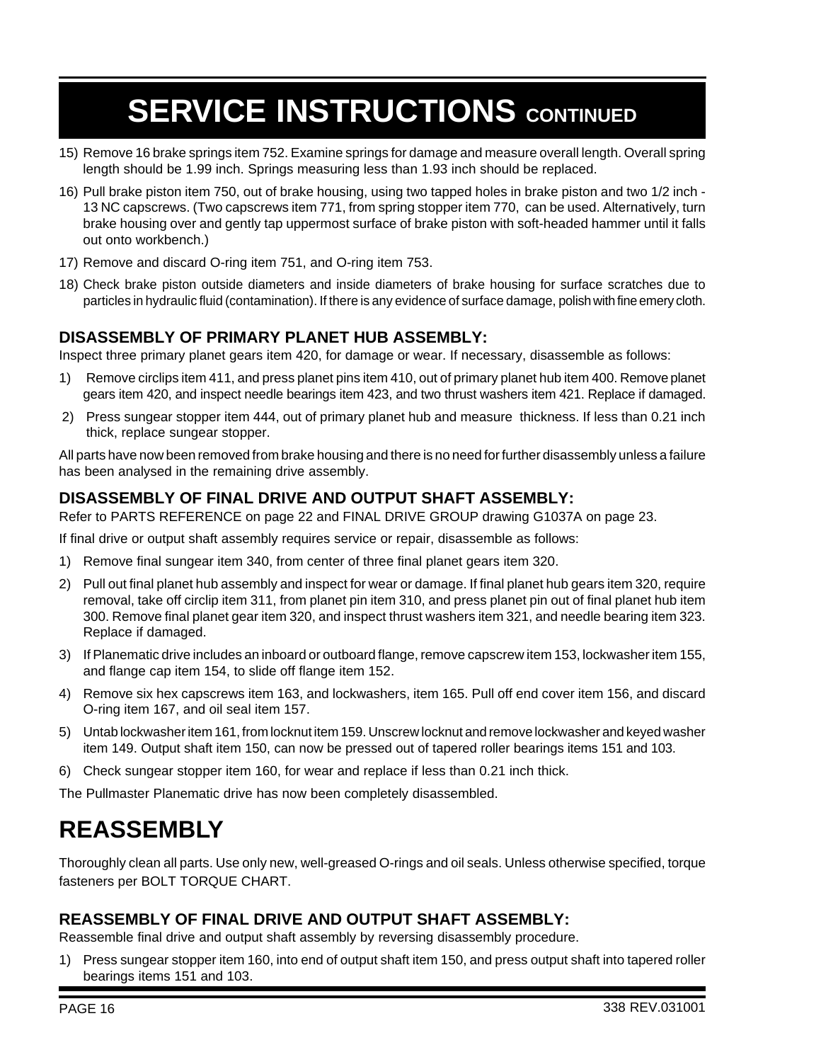# SERVICE INSTRUCTIONS CONTINUED

15) Remove 16 brake springs item 752. Examine springs for damage and measure overall length. Overall spring length should be 1.99 inch. Springs measuring less than 1.93 inch should be replaced.

16) Pull brake piston item 750, out of brake housing, using two tapped holes in brake piston and two 1/2 inch - 13 NC capscrews. (Two capscrews item 771, from spring stopper item 770, can be used. Alternatively, turn brake housing over and gently tap uppermost surface of brake piston with soft-headed hammer until it falls out onto workbench.)

17) Remove and discard O-ring item 751, and O-ring item 753.

18) Check brake piston outside diameters and inside diameters of brake housing for surface scratches due to particles in hydraulic fluid (contamination). If there is any evidence of surface damage, polish with fine emery cloth.

### DISASSEMBLY OF PRIMARY PLANET HUB ASSEMBLY:

Inspect three primary planet gears item 420, for damage or wear. If necessary, disassemble as follows:

1) Remove circlips item 411, and press planet pins item 410, out of primary planet hub item 400. Remove planet gears item 420, and inspect needle bearings item 423, and two thrust washers item 421. Replace if damaged.

2) Press sungear stopper item 444, out of primary planet hub and measure thickness. If less than 0.21 inch thick, replace sungear stopper.

All parts have now been removed from brake housing and there is no need for further disassembly unless a failure has been analysed in the remaining drive assembly.

### DISASSEMBLY OF FINAL DRIVE AND OUTPUT SHAFT ASSEMBLY:

Refer to PARTS REFERENCE on page 22 and FINAL DRIVE GROUP drawing G1037A on page 23.

If final drive or output shaft assembly requires service or repair, disassemble as follows:

1) Remove final sungear item 340, from center of three final planet gears item 320.

2) Pull out final planet hub assembly and inspect for wear or damage. If final planet hub gears item 320, require removal, take off circlip item 311, from planet pin item 310, and press planet pin out of final planet hub item 300. Remove final planet gear item 320, and inspect thrust washers item 321, and needle bearing item 323. Replace if damaged.

3) If Planematic drive includes an inboard or outboard flange, remove capscrew item 153, lockwasher item 155, and flange cap item 154, to slide off flange item 152.

4) Remove six hex capscrews item 163, and lockwashers, item 165. Pull off end cover item 156, and discard O-ring item 167, and oil seal item 157.

5) Untab lockwasher item 161, from locknut item 159. Unscrew locknut and remove lockwasher and keyed washer item 149. Output shaft item 150, can now be pressed out of tapered roller bearings items 151 and 103.

6) Check sungear stopper item 160, for wear and replace if less than 0.21 inch thick.

The Pullmaster Planematic drive has now been completely disassembled.

# REASSEMBLY

Thoroughly clean all parts. Use only new, well-greased O-rings and oil seals. Unless otherwise specified, torque fasteners per BOLT TORQUE CHART.

### REASSEMBLY OF FINAL DRIVE AND OUTPUT SHAFT ASSEMBLY:

Reassemble final drive and output shaft assembly by reversing disassembly procedure.

1) Press sungear stopper item 160, into end of output shaft item 150, and press output shaft into tapered roller bearings items 151 and 103.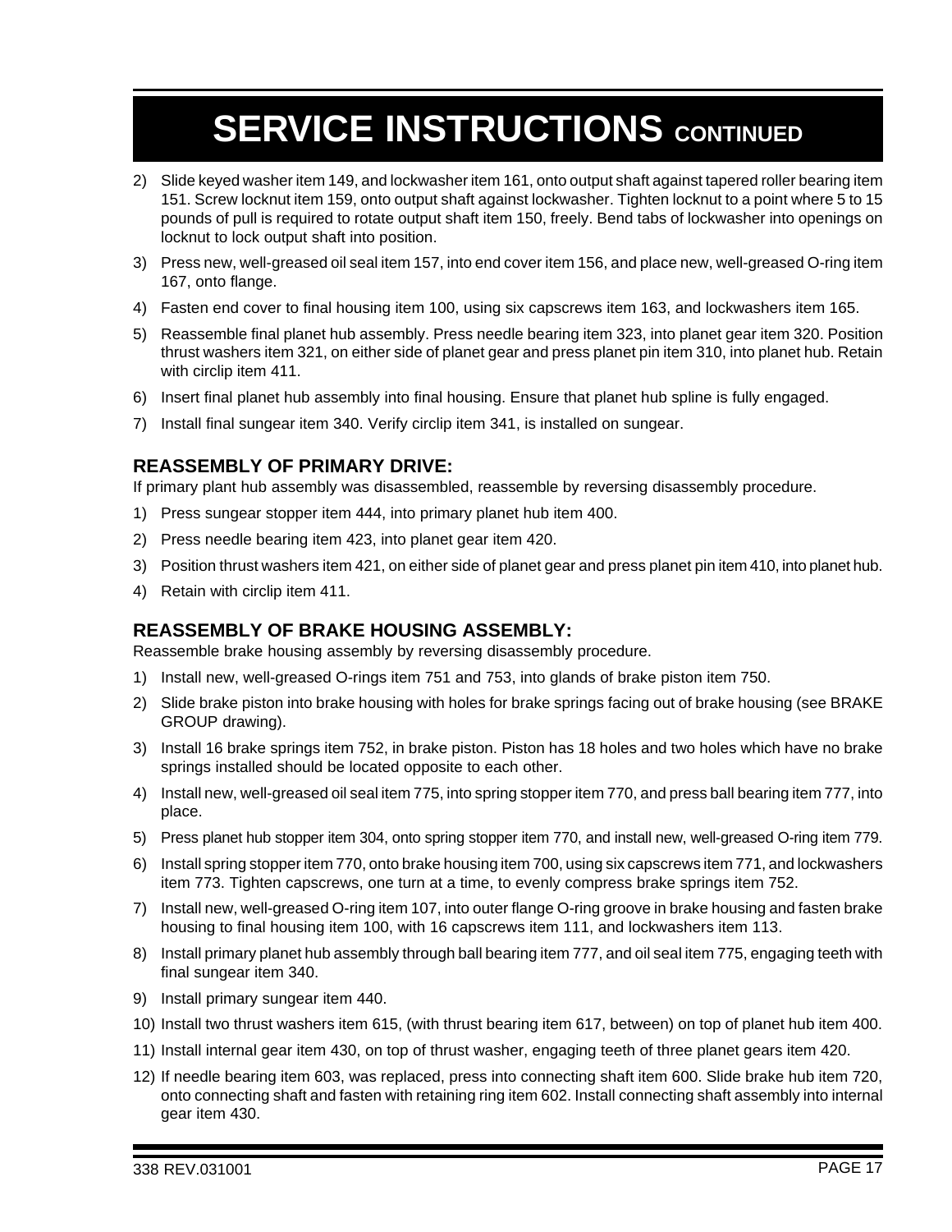# SERVICE INSTRUCTIONS CONTINUED

2) Slide keyed washer item 149, and lockwasher item 161, onto output shaft against tapered roller bearing item 151. Screw locknut item 159, onto output shaft against lockwasher. Tighten locknut to a point where 5 to 15 pounds of pull is required to rotate output shaft item 150, freely. Bend tabs of lockwasher into openings on locknut to lock output shaft into position.
3) Press new, well-greased oil seal item 157, into end cover item 156, and place new, well-greased O-ring item 167, onto flange.
4) Fasten end cover to final housing item 100, using six capscrews item 163, and lockwashers item 165.
5) Reassemble final planet hub assembly. Press needle bearing item 323, into planet gear item 320. Position thrust washers item 321, on either side of planet gear and press planet pin item 310, into planet hub. Retain with circlip item 411.
6) Insert final planet hub assembly into final housing. Ensure that planet hub spline is fully engaged.
7) Install final sungear item 340. Verify circlip item 341, is installed on sungear.

### REASSEMBLY OF PRIMARY DRIVE:

If primary plant hub assembly was disassembled, reassemble by reversing disassembly procedure.

1) Press sungear stopper item 444, into primary planet hub item 400.
2) Press needle bearing item 423, into planet gear item 420.
3) Position thrust washers item 421, on either side of planet gear and press planet pin item 410, into planet hub.
4) Retain with circlip item 411.

### REASSEMBLY OF BRAKE HOUSING ASSEMBLY:

Reassemble brake housing assembly by reversing disassembly procedure.

1) Install new, well-greased O-rings item 751 and 753, into glands of brake piston item 750.
2) Slide brake piston into brake housing with holes for brake springs facing out of brake housing (see BRAKE GROUP drawing).
3) Install 16 brake springs item 752, in brake piston. Piston has 18 holes and two holes which have no brake springs installed should be located opposite to each other.
4) Install new, well-greased oil seal item 775, into spring stopper item 770, and press ball bearing item 777, into place.
5) Press planet hub stopper item 304, onto spring stopper item 770, and install new, well-greased O-ring item 779.
6) Install spring stopper item 770, onto brake housing item 700, using six capscrews item 771, and lockwashers item 773. Tighten capscrews, one turn at a time, to evenly compress brake springs item 752.
7) Install new, well-greased O-ring item 107, into outer flange O-ring groove in brake housing and fasten brake housing to final housing item 100, with 16 capscrews item 111, and lockwashers item 113.
8) Install primary planet hub assembly through ball bearing item 777, and oil seal item 775, engaging teeth with final sungear item 340.
9) Install primary sungear item 440.
10) Install two thrust washers item 615, (with thrust bearing item 617, between) on top of planet hub item 400.
11) Install internal gear item 430, on top of thrust washer, engaging teeth of three planet gears item 420.
12) If needle bearing item 603, was replaced, press into connecting shaft item 600. Slide brake hub item 720, onto connecting shaft and fasten with retaining ring item 602. Install connecting shaft assembly into internal gear item 430.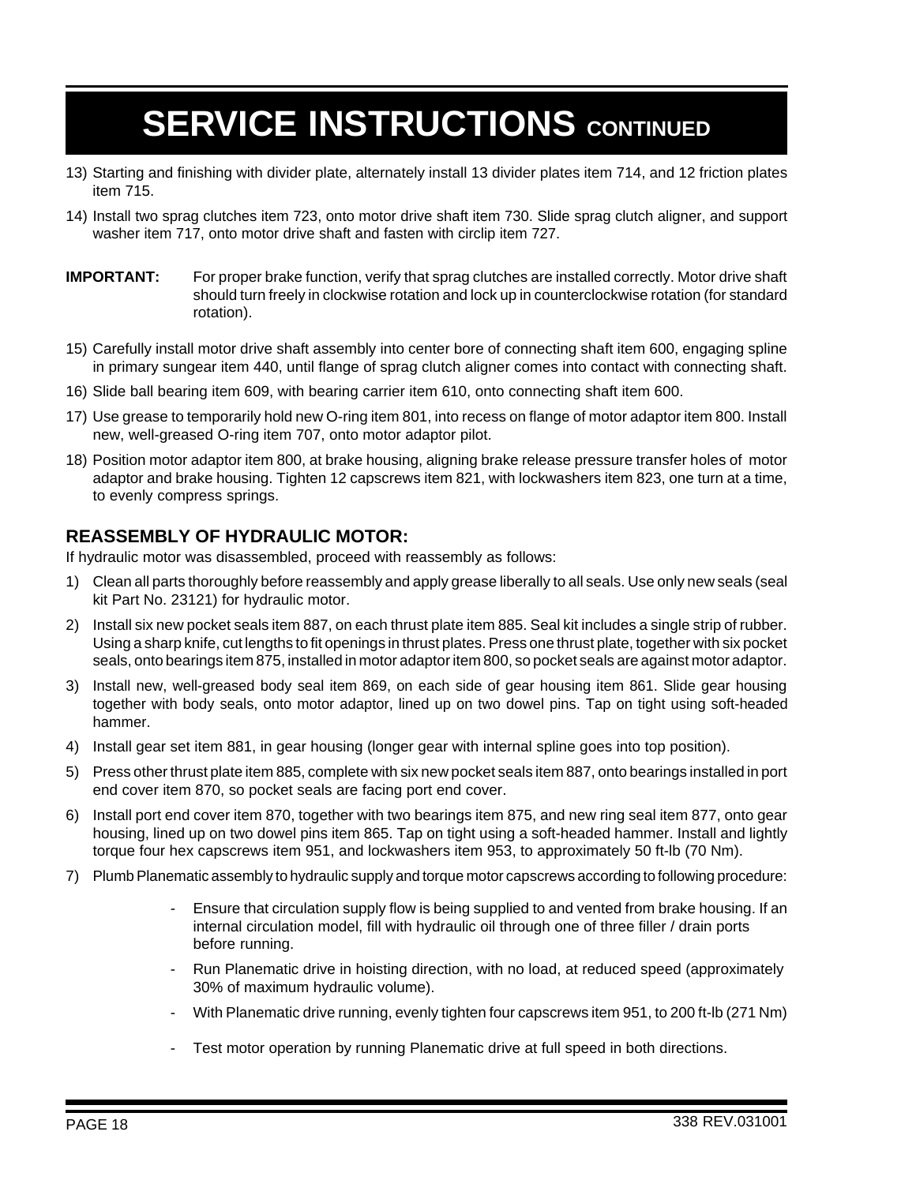# SERVICE INSTRUCTIONS CONTINUED

13) Starting and finishing with divider plate, alternately install 13 divider plates item 714, and 12 friction plates item 715.

14) Install two sprag clutches item 723, onto motor drive shaft item 730. Slide sprag clutch aligner, and support washer item 717, onto motor drive shaft and fasten with circlip item 727.

**IMPORTANT:** For proper brake function, verify that sprag clutches are installed correctly. Motor drive shaft should turn freely in clockwise rotation and lock up in counterclockwise rotation (for standard rotation).

15) Carefully install motor drive shaft assembly into center bore of connecting shaft item 600, engaging spline in primary sungear item 440, until flange of sprag clutch aligner comes into contact with connecting shaft.

16) Slide ball bearing item 609, with bearing carrier item 610, onto connecting shaft item 600.

17) Use grease to temporarily hold new O-ring item 801, into recess on flange of motor adaptor item 800. Install new, well-greased O-ring item 707, onto motor adaptor pilot.

18) Position motor adaptor item 800, at brake housing, aligning brake release pressure transfer holes of motor adaptor and brake housing. Tighten 12 capscrews item 821, with lockwashers item 823, one turn at a time, to evenly compress springs.

## REASSEMBLY OF HYDRAULIC MOTOR:

If hydraulic motor was disassembled, proceed with reassembly as follows:

1) Clean all parts thoroughly before reassembly and apply grease liberally to all seals. Use only new seals (seal kit Part No. 23121) for hydraulic motor.

2) Install six new pocket seals item 887, on each thrust plate item 885. Seal kit includes a single strip of rubber. Using a sharp knife, cut lengths to fit openings in thrust plates. Press one thrust plate, together with six pocket seals, onto bearings item 875, installed in motor adaptor item 800, so pocket seals are against motor adaptor.

3) Install new, well-greased body seal item 869, on each side of gear housing item 861. Slide gear housing together with body seals, onto motor adaptor, lined up on two dowel pins. Tap on tight using soft-headed hammer.

4) Install gear set item 881, in gear housing (longer gear with internal spline goes into top position).

5) Press other thrust plate item 885, complete with six new pocket seals item 887, onto bearings installed in port end cover item 870, so pocket seals are facing port end cover.

6) Install port end cover item 870, together with two bearings item 875, and new ring seal item 877, onto gear housing, lined up on two dowel pins item 865. Tap on tight using a soft-headed hammer. Install and lightly torque four hex capscrews item 951, and lockwashers item 953, to approximately 50 ft-lb (70 Nm).

7) Plumb Planematic assembly to hydraulic supply and torque motor capscrews according to following procedure:

   - Ensure that circulation supply flow is being supplied to and vented from brake housing. If an internal circulation model, fill with hydraulic oil through one of three filler / drain ports before running.
   - Run Planematic drive in hoisting direction, with no load, at reduced speed (approximately 30% of maximum hydraulic volume).
   - With Planematic drive running, evenly tighten four capscrews item 951, to 200 ft-lb (271 Nm)
   - Test motor operation by running Planematic drive at full speed in both directions.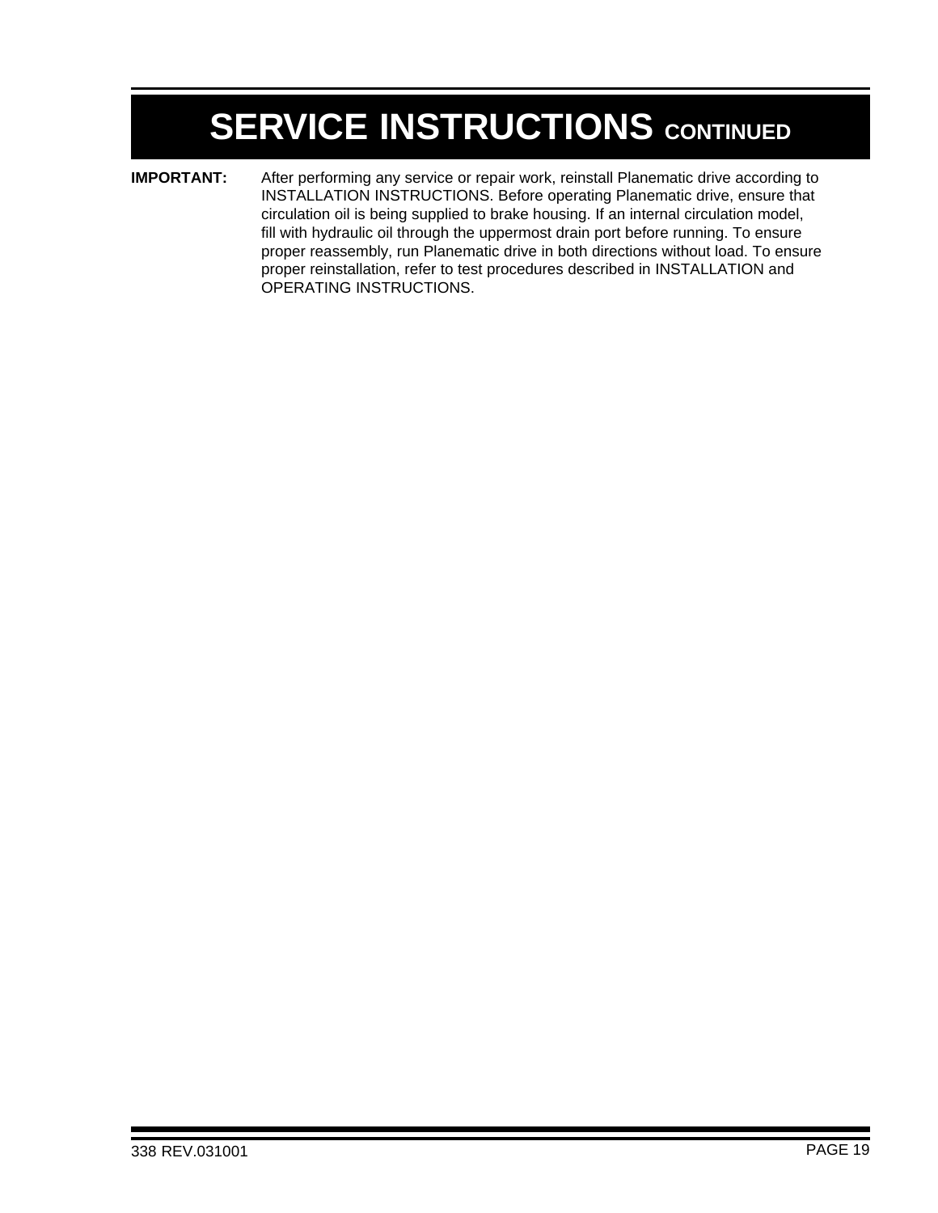# SERVICE INSTRUCTIONS CONTINUED

**IMPORTANT:** After performing any service or repair work, reinstall Planematic drive according to INSTALLATION INSTRUCTIONS. Before operating Planematic drive, ensure that circulation oil is being supplied to brake housing. If an internal circulation model, fill with hydraulic oil through the uppermost drain port before running. To ensure proper reassembly, run Planematic drive in both directions without load. To ensure proper reinstallation, refer to test procedures described in INSTALLATION and OPERATING INSTRUCTIONS.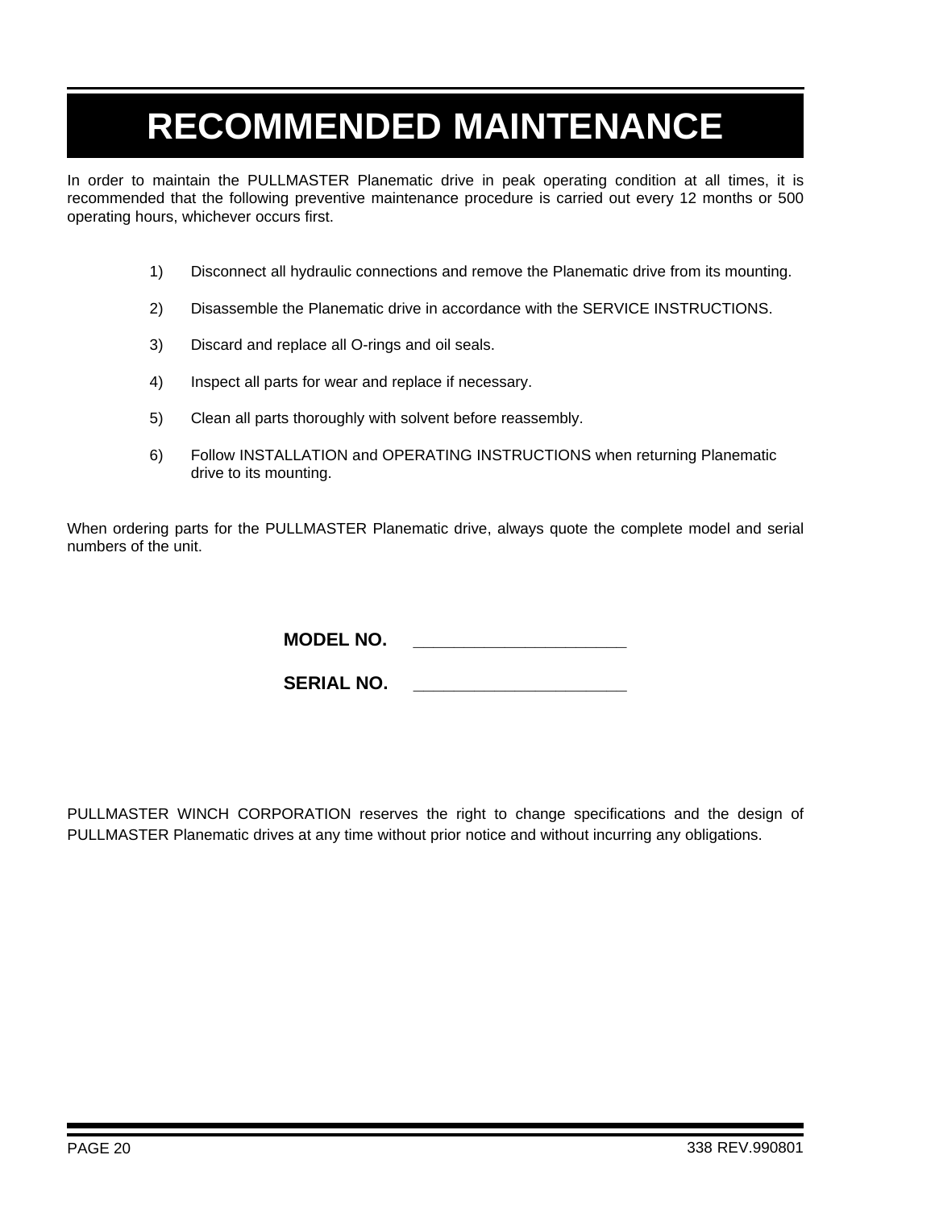# RECOMMENDED MAINTENANCE

In order to maintain the PULLMASTER Planematic drive in peak operating condition at all times, it is recommended that the following preventive maintenance procedure is carried out every 12 months or 500 operating hours, whichever occurs first.

1) Disconnect all hydraulic connections and remove the Planematic drive from its mounting.

2) Disassemble the Planematic drive in accordance with the SERVICE INSTRUCTIONS.

3) Discard and replace all O-rings and oil seals.

4) Inspect all parts for wear and replace if necessary.

5) Clean all parts thoroughly with solvent before reassembly.

6) Follow INSTALLATION and OPERATING INSTRUCTIONS when returning Planematic drive to its mounting.

When ordering parts for the PULLMASTER Planematic drive, always quote the complete model and serial numbers of the unit.

**MODEL NO.** ______________________

**SERIAL NO.** ______________________

PULLMASTER WINCH CORPORATION reserves the right to change specifications and the design of PULLMASTER Planematic drives at any time without prior notice and without incurring any obligations.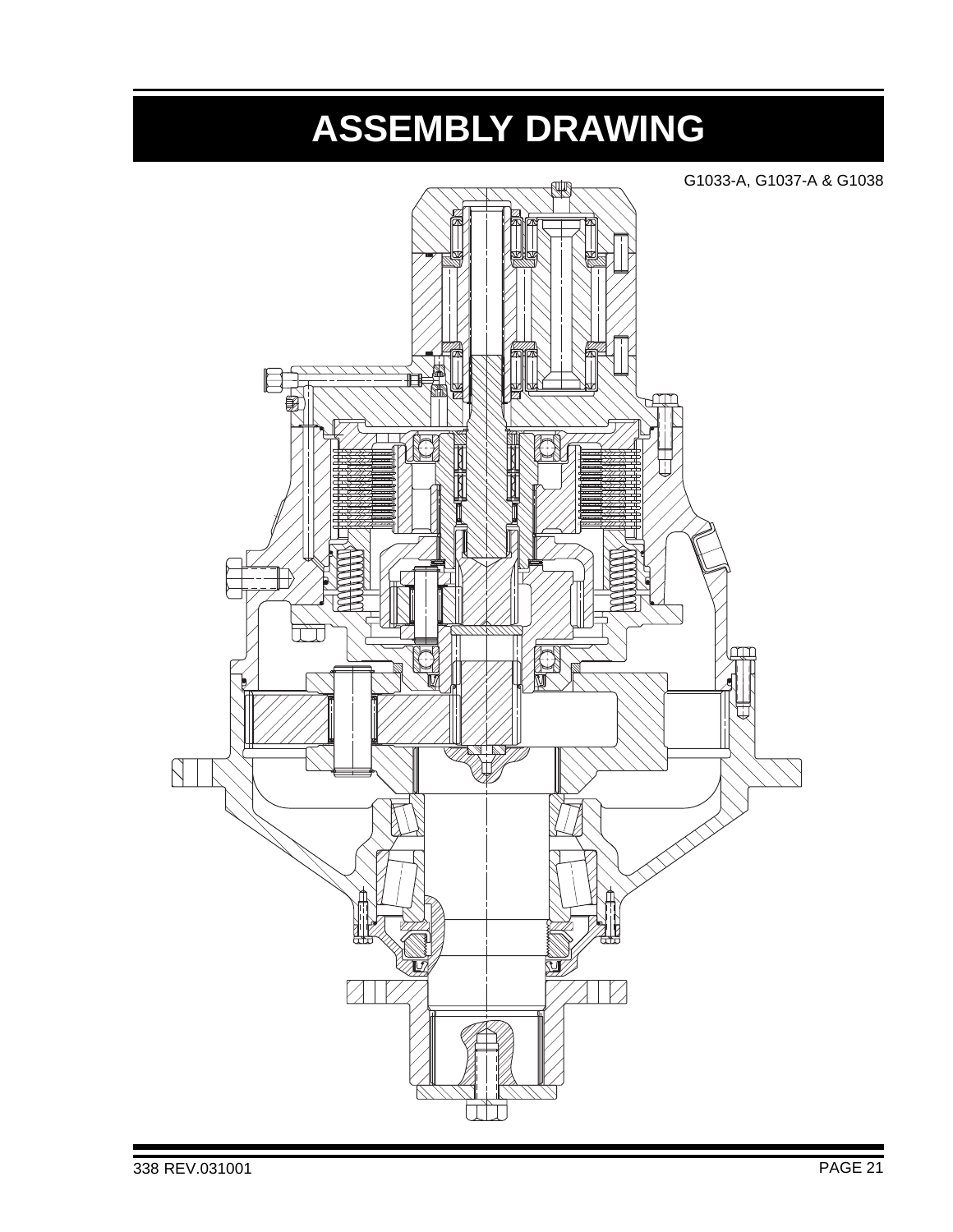# ASSEMBLY DRAWING

G1033-A, G1037-A & G1038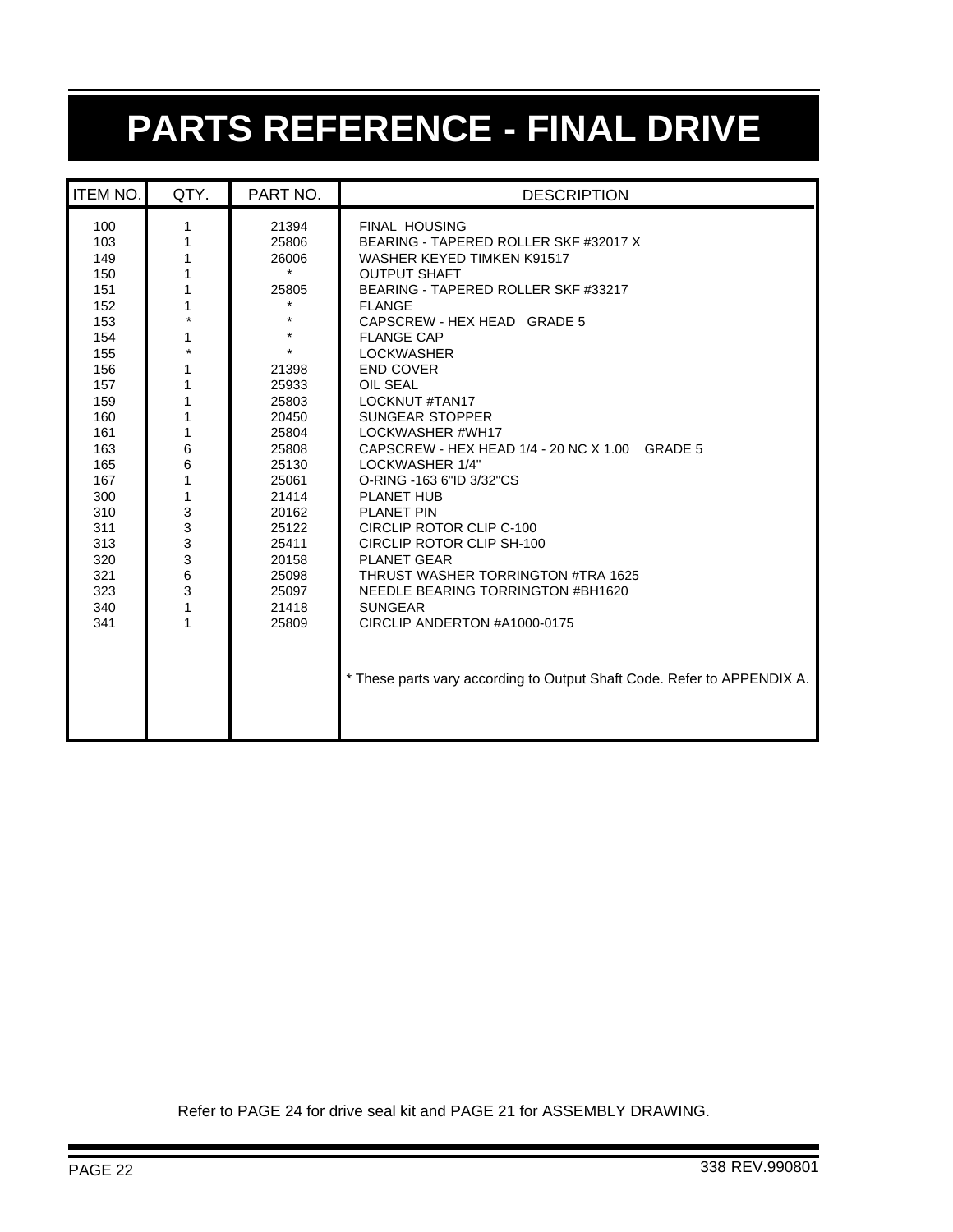# PARTS REFERENCE - FINAL DRIVE

| ITEM NO. | QTY. | PART NO. | DESCRIPTION |
|---|---|---|---|
| 100 | 1 | 21394 | FINAL HOUSING |
| 103 | 1 | 25806 | BEARING - TAPERED ROLLER SKF #32017 X |
| 149 | 1 | 26006 | WASHER KEYED TIMKEN K91517 |
| 150 | 1 | * | OUTPUT SHAFT |
| 151 | 1 | 25805 | BEARING - TAPERED ROLLER SKF #33217 |
| 152 | 1 | * | FLANGE |
| 153 | * | * | CAPSCREW - HEX HEAD GRADE 5 |
| 154 | 1 | * | FLANGE CAP |
| 155 | * | * | LOCKWASHER |
| 156 | 1 | 21398 | END COVER |
| 157 | 1 | 25933 | OIL SEAL |
| 159 | 1 | 25803 | LOCKNUT #TAN17 |
| 160 | 1 | 20450 | SUNGEAR STOPPER |
| 161 | 1 | 25804 | LOCKWASHER #WH17 |
| 163 | 6 | 25808 | CAPSCREW - HEX HEAD 1/4 - 20 NC X 1.00 GRADE 5 |
| 165 | 6 | 25130 | LOCKWASHER 1/4" |
| 167 | 1 | 25061 | O-RING -163 6"ID 3/32"CS |
| 300 | 1 | 21414 | PLANET HUB |
| 310 | 3 | 20162 | PLANET PIN |
| 311 | 3 | 25122 | CIRCLIP ROTOR CLIP C-100 |
| 313 | 3 | 25411 | CIRCLIP ROTOR CLIP SH-100 |
| 320 | 3 | 20158 | PLANET GEAR |
| 321 | 6 | 25098 | THRUST WASHER TORRINGTON #TRA 1625 |
| 323 | 3 | 25097 | NEEDLE BEARING TORRINGTON #BH1620 |
| 340 | 1 | 21418 | SUNGEAR |
| 341 | 1 | 25809 | CIRCLIP ANDERTON #A1000-0175 |
| | | | * These parts vary according to Output Shaft Code. Refer to APPENDIX A. |

Refer to PAGE 24 for drive seal kit and PAGE 21 for ASSEMBLY DRAWING.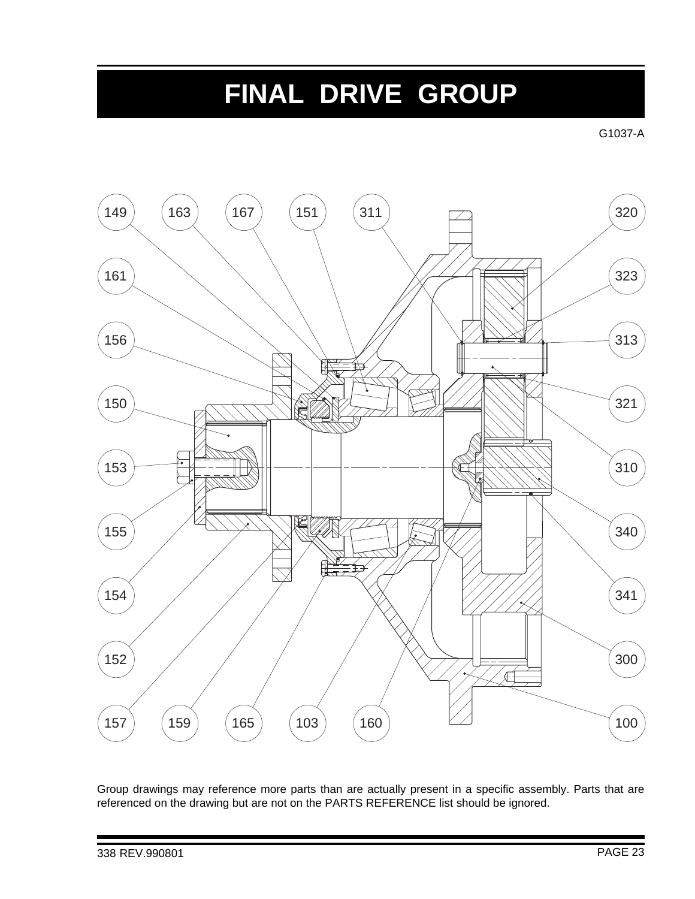# FINAL DRIVE GROUP

G1037-A

149 163 167 151 311 320

161 323

156 313

150 321

153 310

155 340

154 341

152 300

157 159 165 103 160 100

Group drawings may reference more parts than are actually present in a specific assembly. Parts that are referenced on the drawing but are not on the PARTS REFERENCE list should be ignored.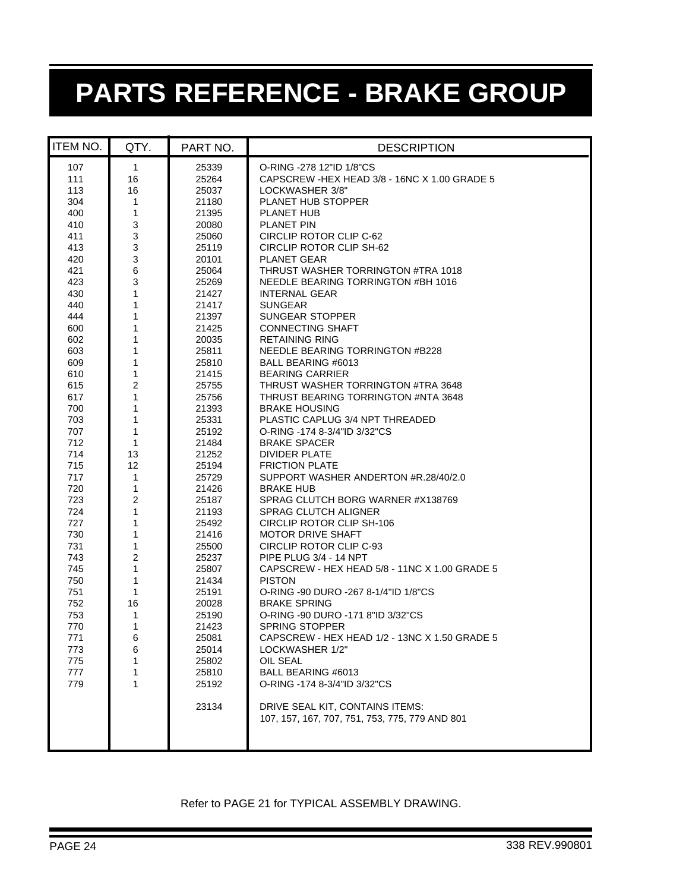# PARTS REFERENCE - BRAKE GROUP

| ITEM NO. | QTY. | PART NO. | DESCRIPTION |
|---|---|---|---|
| 107 | 1 | 25339 | O-RING -278 12"ID 1/8"CS |
| 111 | 16 | 25264 | CAPSCREW -HEX HEAD 3/8 - 16NC X 1.00 GRADE 5 |
| 113 | 16 | 25037 | LOCKWASHER 3/8" |
| 304 | 1 | 21180 | PLANET HUB STOPPER |
| 400 | 1 | 21395 | PLANET HUB |
| 410 | 3 | 20080 | PLANET PIN |
| 411 | 3 | 25060 | CIRCLIP ROTOR CLIP C-62 |
| 413 | 3 | 25119 | CIRCLIP ROTOR CLIP SH-62 |
| 420 | 3 | 20101 | PLANET GEAR |
| 421 | 6 | 25064 | THRUST WASHER TORRINGTON #TRA 1018 |
| 423 | 3 | 25269 | NEEDLE BEARING TORRINGTON #BH 1016 |
| 430 | 1 | 21427 | INTERNAL GEAR |
| 440 | 1 | 21417 | SUNGEAR |
| 444 | 1 | 21397 | SUNGEAR STOPPER |
| 600 | 1 | 21425 | CONNECTING SHAFT |
| 602 | 1 | 20035 | RETAINING RING |
| 603 | 1 | 25811 | NEEDLE BEARING TORRINGTON #B228 |
| 609 | 1 | 25810 | BALL BEARING #6013 |
| 610 | 1 | 21415 | BEARING CARRIER |
| 615 | 2 | 25755 | THRUST WASHER TORRINGTON #TRA 3648 |
| 617 | 1 | 25756 | THRUST BEARING TORRINGTON #NTA 3648 |
| 700 | 1 | 21393 | BRAKE HOUSING |
| 703 | 1 | 25331 | PLASTIC CAPLUG 3/4 NPT THREADED |
| 707 | 1 | 25192 | O-RING -174 8-3/4"ID 3/32"CS |
| 712 | 1 | 21484 | BRAKE SPACER |
| 714 | 13 | 21252 | DIVIDER PLATE |
| 715 | 12 | 25194 | FRICTION PLATE |
| 717 | 1 | 25729 | SUPPORT WASHER ANDERTON #R.28/40/2.0 |
| 720 | 1 | 21426 | BRAKE HUB |
| 723 | 2 | 25187 | SPRAG CLUTCH BORG WARNER #X138769 |
| 724 | 1 | 21193 | SPRAG CLUTCH ALIGNER |
| 727 | 1 | 25492 | CIRCLIP ROTOR CLIP SH-106 |
| 730 | 1 | 21416 | MOTOR DRIVE SHAFT |
| 731 | 1 | 25500 | CIRCLIP ROTOR CLIP C-93 |
| 743 | 2 | 25237 | PIPE PLUG 3/4 - 14 NPT |
| 745 | 1 | 25807 | CAPSCREW - HEX HEAD 5/8 - 11NC X 1.00 GRADE 5 |
| 750 | 1 | 21434 | PISTON |
| 751 | 1 | 25191 | O-RING -90 DURO -267 8-1/4"ID 1/8"CS |
| 752 | 16 | 20028 | BRAKE SPRING |
| 753 | 1 | 25190 | O-RING -90 DURO -171 8"ID 3/32"CS |
| 770 | 1 | 21423 | SPRING STOPPER |
| 771 | 6 | 25081 | CAPSCREW - HEX HEAD 1/2 - 13NC X 1.50 GRADE 5 |
| 773 | 6 | 25014 | LOCKWASHER 1/2" |
| 775 | 1 | 25802 | OIL SEAL |
| 777 | 1 | 25810 | BALL BEARING #6013 |
| 779 | 1 | 25192 | O-RING -174 8-3/4"ID 3/32"CS |
| | | 23134 | DRIVE SEAL KIT, CONTAINS ITEMS: 107, 157, 167, 707, 751, 753, 775, 779 AND 801 |

Refer to PAGE 21 for TYPICAL ASSEMBLY DRAWING.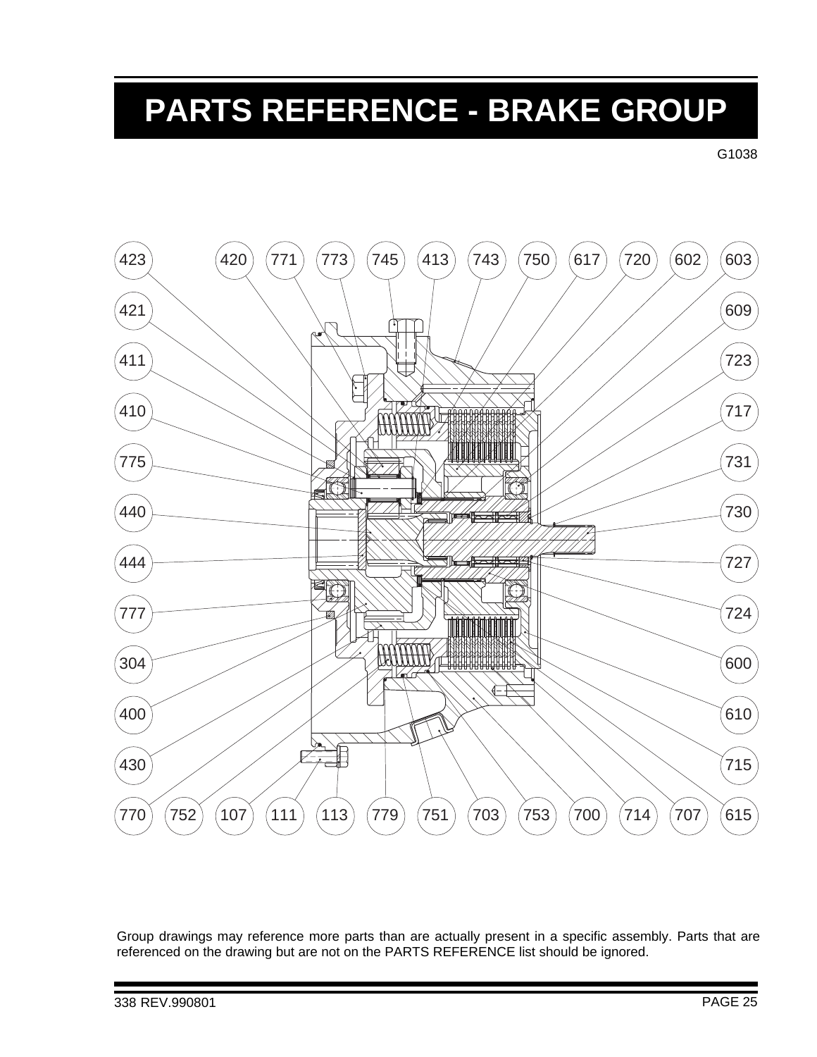# PARTS REFERENCE - BRAKE GROUP

G1038

423 420 771 773 745 413 743 750 617 720 602 603

421 609

411 723

410 717

775 731

440 730

444 727

777 724

304 600

400 610

430 715

770 752 107 111 113 779 751 703 753 700 714 707 615

Group drawings may reference more parts than are actually present in a specific assembly. Parts that are referenced on the drawing but are not on the PARTS REFERENCE list should be ignored.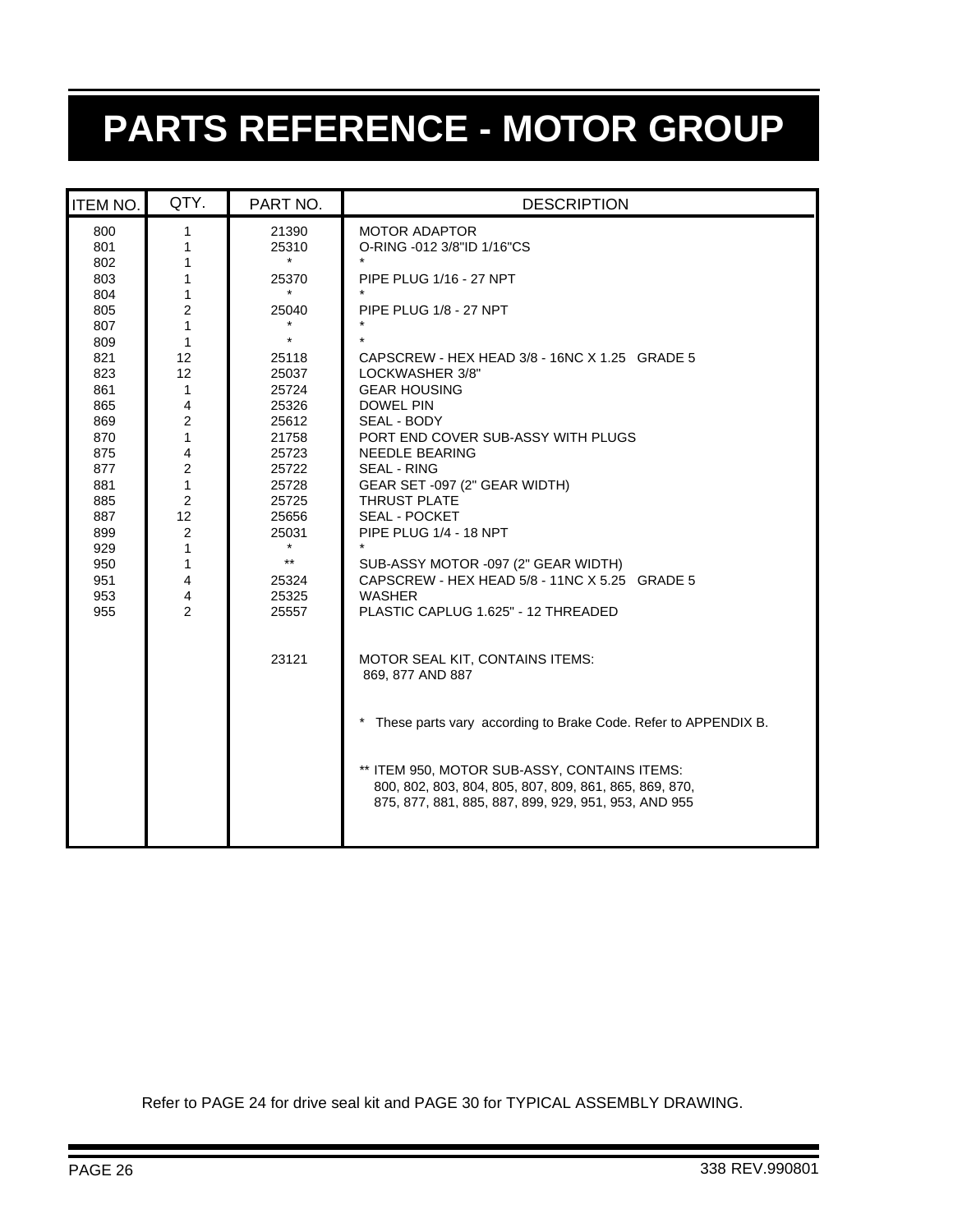# PARTS REFERENCE - MOTOR GROUP

| ITEM NO. | QTY. | PART NO. | DESCRIPTION |
|---|---|---|---|
| 800 | 1 | 21390 | MOTOR ADAPTOR |
| 801 | 1 | 25310 | O-RING -012 3/8"ID 1/16"CS |
| 802 | 1 | * | * |
| 803 | 1 | 25370 | PIPE PLUG 1/16 - 27 NPT |
| 804 | 1 | * | * |
| 805 | 2 | 25040 | PIPE PLUG 1/8 - 27 NPT |
| 807 | 1 | * | * |
| 809 | 1 | * | * |
| 821 | 12 | 25118 | CAPSCREW - HEX HEAD 3/8 - 16NC X 1.25 GRADE 5 |
| 823 | 12 | 25037 | LOCKWASHER 3/8" |
| 861 | 1 | 25724 | GEAR HOUSING |
| 865 | 4 | 25326 | DOWEL PIN |
| 869 | 2 | 25612 | SEAL - BODY |
| 870 | 1 | 21758 | PORT END COVER SUB-ASSY WITH PLUGS |
| 875 | 4 | 25723 | NEEDLE BEARING |
| 877 | 2 | 25722 | SEAL - RING |
| 881 | 1 | 25728 | GEAR SET -097 (2" GEAR WIDTH) |
| 885 | 2 | 25725 | THRUST PLATE |
| 887 | 12 | 25656 | SEAL - POCKET |
| 899 | 2 | 25031 | PIPE PLUG 1/4 - 18 NPT |
| 929 | 1 | * | * |
| 950 | 1 | ** | SUB-ASSY MOTOR -097 (2" GEAR WIDTH) |
| 951 | 4 | 25324 | CAPSCREW - HEX HEAD 5/8 - 11NC X 5.25 GRADE 5 |
| 953 | 4 | 25325 | WASHER |
| 955 | 2 | 25557 | PLASTIC CAPLUG 1.625" - 12 THREADED |
| | | 23121 | MOTOR SEAL KIT, CONTAINS ITEMS: 869, 877 AND 887 |
| | | | * These parts vary according to Brake Code. Refer to APPENDIX B. |
| | | | ** ITEM 950, MOTOR SUB-ASSY, CONTAINS ITEMS: 800, 802, 803, 804, 805, 807, 809, 861, 865, 869, 870, 875, 877, 881, 885, 887, 899, 929, 951, 953, AND 955 |

Refer to PAGE 24 for drive seal kit and PAGE 30 for TYPICAL ASSEMBLY DRAWING.

338 REV.990801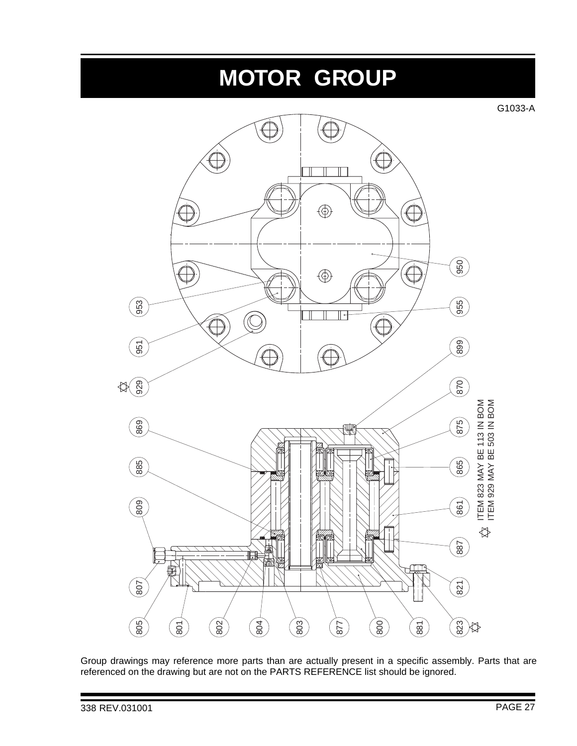# MOTOR GROUP

G1033-A

950

955

953

951

899

929

870

869

875

885

865

809

861

887

807

821

805 801 802 804 803 877 800 881 823

ITEM 823 MAY BE 113 IN BOM

ITEM 929 MAY BE 503 IN BOM

Group drawings may reference more parts than are actually present in a specific assembly. Parts that are referenced on the drawing but are not on the PARTS REFERENCE list should be ignored.

338 REV.031001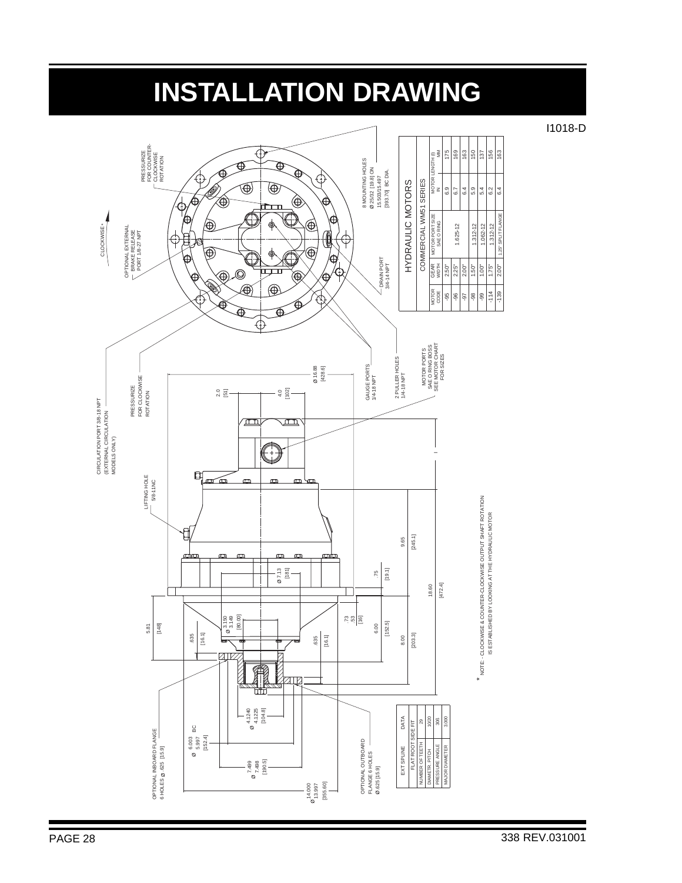# INSTALLATION DRAWING

I1018-D

CLOCKWISE*

OPTIONAL EXTERNAL BRAKE RELEASE PORT 1/8-27 NPT

PRESSURIZE FOR COUNTER-CLOCKWISE ROTATION

8 MOUNTING HOLES Ø.2532 [19.8] ON 15.500/15.497 [393.70] BC DIA.

DRAIN PORT 3/4-14 NPT

CIRCULATION PORT 3/8-18 NPT (EXTERNAL CIRCULATION MODELS ONLY)

PRESSURIZE FOR CLOCKWISE ROTATION

LIFTING HOLE 5/8-11NC

GAUGE PORTS 1/4-18 NPT

2 PULLER HOLES 1/4-18 NPT

MOTOR PORTS SAE O RING BOSS SEE MOTOR CHART FOR SIZES

Ø 16.88 [428.6]

2.0 [51]

4.0 [102]

Ø 7.13 [181]

.75 [19.1]

9.65 [245.1]

18.60 [472.4]

5.81 [148]

.635 [16.1]

Ø 3.150 3.149 [80.00]

.73 .53 [16]

6.00 [152.5]

8.00 [203.3]

.635 [16.1]

Ø 4.1240 4.1225 [104.8]

Ø 6.003 5.997 BC [152.4]

Ø 7.499 7.498 [190.5]

Ø 14.000 13.997 [355.60]

OPTIONAL INBOARD FLANGE 6 HOLES Ø .625 [15.9]

OPTIONAL OUTBOARD FLANGE 6 HOLES Ø .625 [15.9]

**HYDRAULIC MOTORS — COMMERCIAL WM51 SERIES**

| MOTOR CODE | GEAR WIDTH | MOTOR PORT SIZE SAE O RING | MOTOR LENGTH (I) IN | MOTOR LENGTH (I) MM |
|---|---|---|---|---|
| -95 | 2.50" | 1.625-12 | 6.9 | 175 |
| -96 | 2.25" | 1.625-12 | 6.7 | 169 |
| -97 | 2.00" | 1.625-12 | 6.4 | 163 |
| -98 | 1.50" | 1.312-12 | 5.9 | 150 |
| -99 | 1.00" | 1.062-12 | 5.4 | 137 |
| -114 | 1.75" | 1.312-12 | 6.2 | 156 |
| -139 | 2.00" | 1.25" SPLIT FLANGE | 6.4 | 163 |

| EXT SPLINE | DATA |
|---|---|
| FLAT ROOT SIDE FIT | |
| NUMBER OF TEETH | 29 |
| DIAMETR. PITCH | 10/20 |
| PRESSURE ANGLE | 30° |
| MAJOR DIAMETER | 3.000 |

\* NOTE: - CLOCKWISE & COUNTER-CLOCKWISE OUTPUT SHAFT ROTATION IS ESTABLISHED BY LOOKING AT THE HYDRAULIC MOTOR

338 REV.031001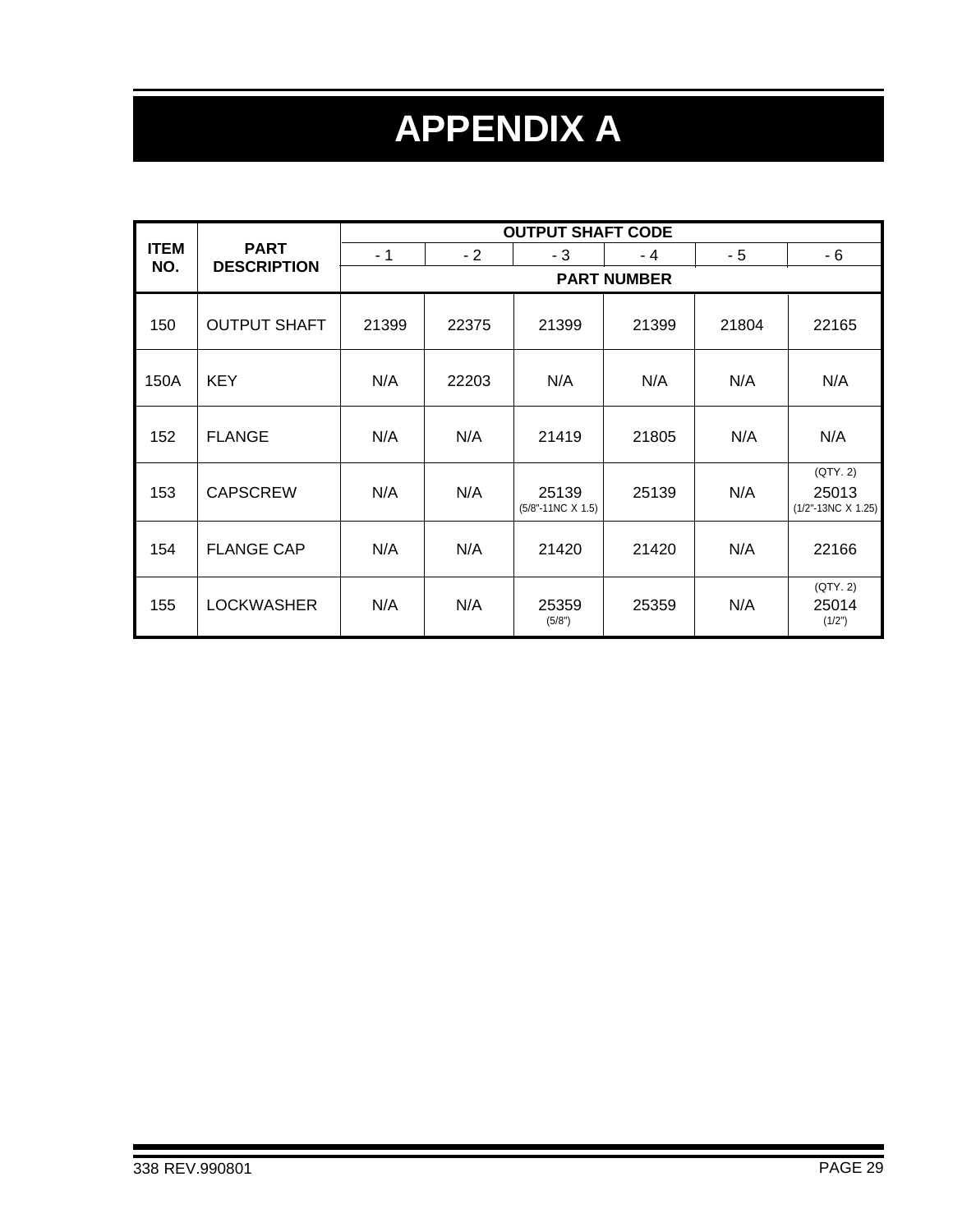# APPENDIX A

| ITEM NO. | PART DESCRIPTION | OUTPUT SHAFT CODE | | | | | |
|---|---|---|---|---|---|---|---|
| | | - 1 | - 2 | - 3 | - 4 | - 5 | - 6 |
| | | PART NUMBER | | | | | |
| 150 | OUTPUT SHAFT | 21399 | 22375 | 21399 | 21399 | 21804 | 22165 |
| 150A | KEY | N/A | 22203 | N/A | N/A | N/A | N/A |
| 152 | FLANGE | N/A | N/A | 21419 | 21805 | N/A | N/A |
| 153 | CAPSCREW | N/A | N/A | 25139 (5/8"-11NC X 1.5) | 25139 | N/A | (QTY. 2) 25013 (1/2"-13NC X 1.25) |
| 154 | FLANGE CAP | N/A | N/A | 21420 | 21420 | N/A | 22166 |
| 155 | LOCKWASHER | N/A | N/A | 25359 (5/8") | 25359 | N/A | (QTY. 2) 25014 (1/2") |

338 REV.990801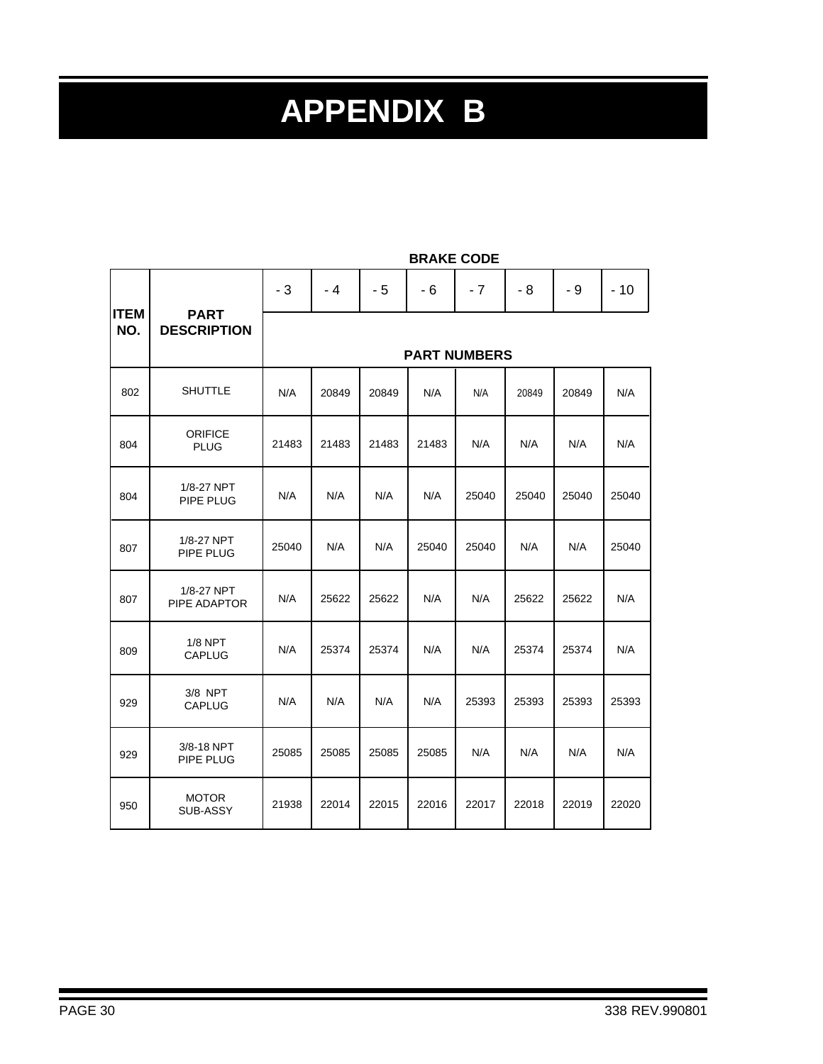# APPENDIX B

| ITEM NO. | PART DESCRIPTION | BRAKE CODE | | | | | | | |
|---|---|---|---|---|---|---|---|---|---|
| | | - 3 | - 4 | - 5 | - 6 | - 7 | - 8 | - 9 | - 10 |
| | | PART NUMBERS | | | | | | | |
| 802 | SHUTTLE | N/A | 20849 | 20849 | N/A | N/A | 20849 | 20849 | N/A |
| 804 | ORIFICE PLUG | 21483 | 21483 | 21483 | 21483 | N/A | N/A | N/A | N/A |
| 804 | 1/8-27 NPT PIPE PLUG | N/A | N/A | N/A | N/A | 25040 | 25040 | 25040 | 25040 |
| 807 | 1/8-27 NPT PIPE PLUG | 25040 | N/A | N/A | 25040 | 25040 | N/A | N/A | 25040 |
| 807 | 1/8-27 NPT PIPE ADAPTOR | N/A | 25622 | 25622 | N/A | N/A | 25622 | 25622 | N/A |
| 809 | 1/8 NPT CAPLUG | N/A | 25374 | 25374 | N/A | N/A | 25374 | 25374 | N/A |
| 929 | 3/8 NPT CAPLUG | N/A | N/A | N/A | N/A | 25393 | 25393 | 25393 | 25393 |
| 929 | 3/8-18 NPT PIPE PLUG | 25085 | 25085 | 25085 | 25085 | N/A | N/A | N/A | N/A |
| 950 | MOTOR SUB-ASSY | 21938 | 22014 | 22015 | 22016 | 22017 | 22018 | 22019 | 22020 |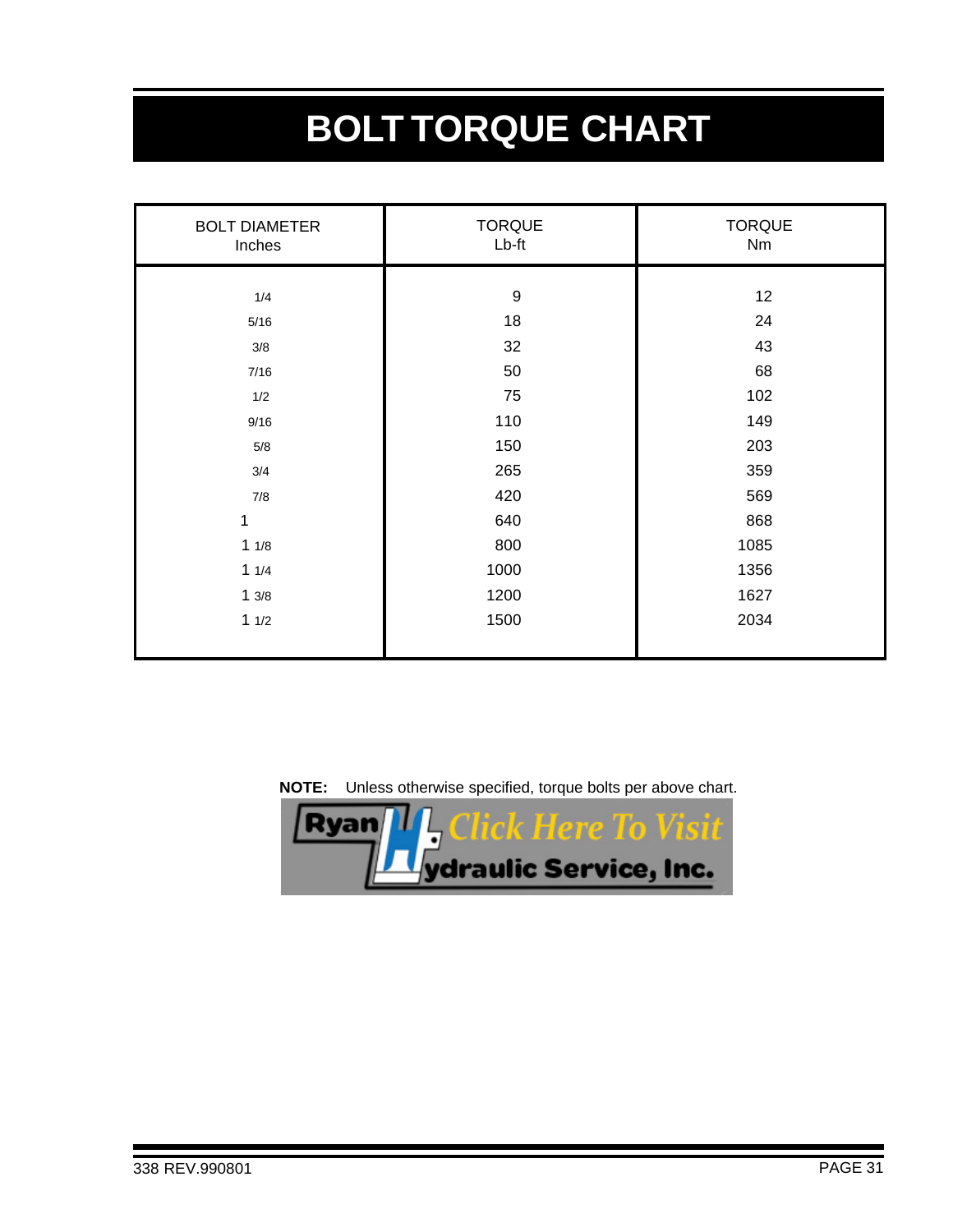# BOLT TORQUE CHART

| BOLT DIAMETER Inches | TORQUE Lb-ft | TORQUE Nm |
|---|---|---|
| 1/4 | 9 | 12 |
| 5/16 | 18 | 24 |
| 3/8 | 32 | 43 |
| 7/16 | 50 | 68 |
| 1/2 | 75 | 102 |
| 9/16 | 110 | 149 |
| 5/8 | 150 | 203 |
| 3/4 | 265 | 359 |
| 7/8 | 420 | 569 |
| 1 | 640 | 868 |
| 1 1/8 | 800 | 1085 |
| 1 1/4 | 1000 | 1356 |
| 1 3/8 | 1200 | 1627 |
| 1 1/2 | 1500 | 2034 |

**NOTE:** Unless otherwise specified, torque bolts per above chart.

Ryan Hydraulic Service, Inc. Click Here To Visit

338 REV.990801